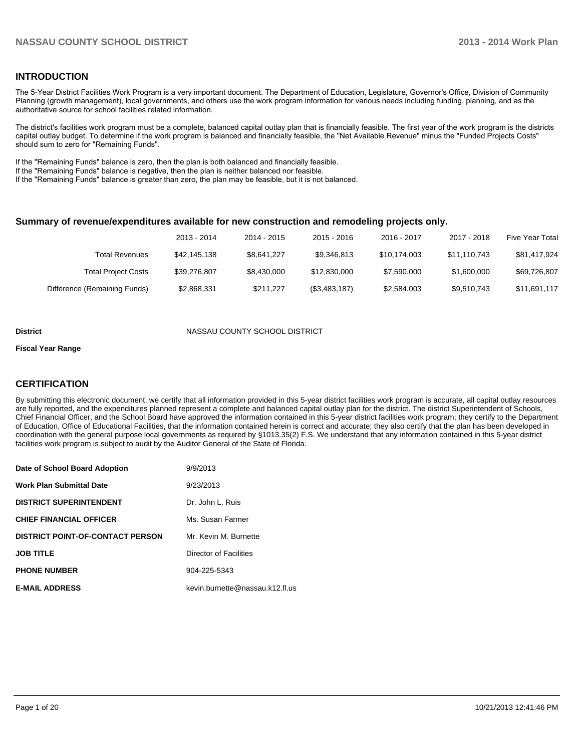## INTRODUCTION

The 5-Year District Facilities Work Program is a very important document. The Department of Education, Legislature, Governor's Office, Division of Community Planning (growth management), local governments, and others use the work program information for various needs including funding, planning, and as the authoritative source for school facilities related information.

The district's facilities work program must be a complete, balanced capital outlay plan that is financially feasible. The first year of the work program is the districts capital outlay budget. To determine if the work program is balanced and financially feasible, the "Net Available Revenue" minus the "Funded Projects Costs" should sum to zero for "Remaining Funds".

If the "Remaining Funds" balance is zero, then the plan is both balanced and financially feasible.
If the "Remaining Funds" balance is negative, then the plan is neither balanced nor feasible.
If the "Remaining Funds" balance is greater than zero, the plan may be feasible, but it is not balanced.

### Summary of revenue/expenditures available for new construction and remodeling projects only.

| | 2013 - 2014 | 2014 - 2015 | 2015 - 2016 | 2016 - 2017 | 2017 - 2018 | Five Year Total |
|---|---|---|---|---|---|---|
| Total Revenues | $42,145,138 | $8,641,227 | $9,346,813 | $10,174,003 | $11,110,743 | $81,417,924 |
| Total Project Costs | $39,276,807 | $8,430,000 | $12,830,000 | $7,590,000 | $1,600,000 | $69,726,807 |
| Difference (Remaining Funds) | $2,868,331 | $211,227 | ($3,483,187) | $2,584,003 | $9,510,743 | $11,691,117 |

**District** NASSAU COUNTY SCHOOL DISTRICT

**Fiscal Year Range**

## CERTIFICATION

By submitting this electronic document, we certify that all information provided in this 5-year district facilities work program is accurate, all capital outlay resources are fully reported, and the expenditures planned represent a complete and balanced capital outlay plan for the district. The district Superintendent of Schools, Chief Financial Officer, and the School Board have approved the information contained in this 5-year district facilities work program; they certify to the Department of Education, Office of Educational Facilities, that the information contained herein is correct and accurate; they also certify that the plan has been developed in coordination with the general purpose local governments as required by §1013.35(2) F.S. We understand that any information contained in this 5-year district facilities work program is subject to audit by the Auditor General of the State of Florida.

| | |
|---|---|
| **Date of School Board Adoption** | 9/9/2013 |
| **Work Plan Submittal Date** | 9/23/2013 |
| **DISTRICT SUPERINTENDENT** | Dr. John L. Ruis |
| **CHIEF FINANCIAL OFFICER** | Ms. Susan Farmer |
| **DISTRICT POINT-OF-CONTACT PERSON** | Mr. Kevin M. Burnette |
| **JOB TITLE** | Director of Facilities |
| **PHONE NUMBER** | 904-225-5343 |
| **E-MAIL ADDRESS** | kevin.burnette@nassau.k12.fl.us |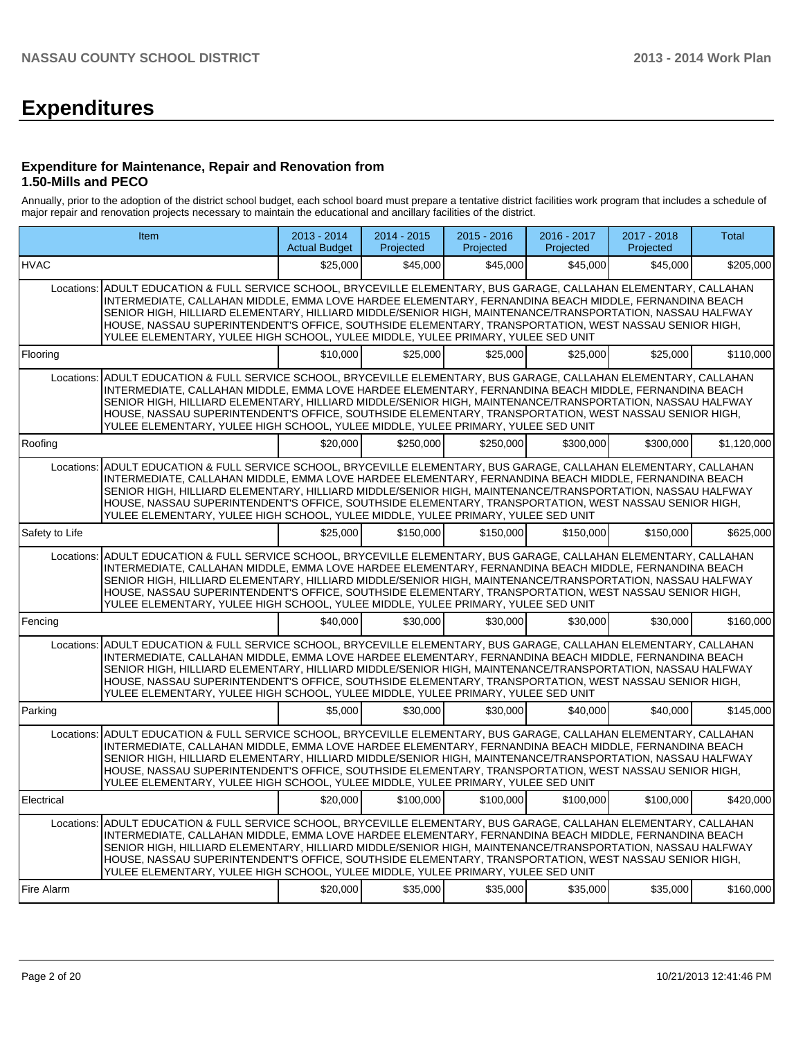# Expenditures

### Expenditure for Maintenance, Repair and Renovation from 1.50-Mills and PECO

Annually, prior to the adoption of the district school budget, each school board must prepare a tentative district facilities work program that includes a schedule of major repair and renovation projects necessary to maintain the educational and ancillary facilities of the district.

| Item | 2013 - 2014 Actual Budget | 2014 - 2015 Projected | 2015 - 2016 Projected | 2016 - 2017 Projected | 2017 - 2018 Projected | Total |
|---|---|---|---|---|---|---|
| HVAC | $25,000 | $45,000 | $45,000 | $45,000 | $45,000 | $205,000 |
| Locations: ADULT EDUCATION & FULL SERVICE SCHOOL, BRYCEVILLE ELEMENTARY, BUS GARAGE, CALLAHAN ELEMENTARY, CALLAHAN INTERMEDIATE, CALLAHAN MIDDLE, EMMA LOVE HARDEE ELEMENTARY, FERNANDINA BEACH MIDDLE, FERNANDINA BEACH SENIOR HIGH, HILLIARD ELEMENTARY, HILLIARD MIDDLE/SENIOR HIGH, MAINTENANCE/TRANSPORTATION, NASSAU HALFWAY HOUSE, NASSAU SUPERINTENDENT'S OFFICE, SOUTHSIDE ELEMENTARY, TRANSPORTATION, WEST NASSAU SENIOR HIGH, YULEE ELEMENTARY, YULEE HIGH SCHOOL, YULEE MIDDLE, YULEE PRIMARY, YULEE SED UNIT | | | | | | |
| Flooring | $10,000 | $25,000 | $25,000 | $25,000 | $25,000 | $110,000 |
| Locations: ADULT EDUCATION & FULL SERVICE SCHOOL, BRYCEVILLE ELEMENTARY, BUS GARAGE, CALLAHAN ELEMENTARY, CALLAHAN INTERMEDIATE, CALLAHAN MIDDLE, EMMA LOVE HARDEE ELEMENTARY, FERNANDINA BEACH MIDDLE, FERNANDINA BEACH SENIOR HIGH, HILLIARD ELEMENTARY, HILLIARD MIDDLE/SENIOR HIGH, MAINTENANCE/TRANSPORTATION, NASSAU HALFWAY HOUSE, NASSAU SUPERINTENDENT'S OFFICE, SOUTHSIDE ELEMENTARY, TRANSPORTATION, WEST NASSAU SENIOR HIGH, YULEE ELEMENTARY, YULEE HIGH SCHOOL, YULEE MIDDLE, YULEE PRIMARY, YULEE SED UNIT | | | | | | |
| Roofing | $20,000 | $250,000 | $250,000 | $300,000 | $300,000 | $1,120,000 |
| Locations: ADULT EDUCATION & FULL SERVICE SCHOOL, BRYCEVILLE ELEMENTARY, BUS GARAGE, CALLAHAN ELEMENTARY, CALLAHAN INTERMEDIATE, CALLAHAN MIDDLE, EMMA LOVE HARDEE ELEMENTARY, FERNANDINA BEACH MIDDLE, FERNANDINA BEACH SENIOR HIGH, HILLIARD ELEMENTARY, HILLIARD MIDDLE/SENIOR HIGH, MAINTENANCE/TRANSPORTATION, NASSAU HALFWAY HOUSE, NASSAU SUPERINTENDENT'S OFFICE, SOUTHSIDE ELEMENTARY, TRANSPORTATION, WEST NASSAU SENIOR HIGH, YULEE ELEMENTARY, YULEE HIGH SCHOOL, YULEE MIDDLE, YULEE PRIMARY, YULEE SED UNIT | | | | | | |
| Safety to Life | $25,000 | $150,000 | $150,000 | $150,000 | $150,000 | $625,000 |
| Locations: ADULT EDUCATION & FULL SERVICE SCHOOL, BRYCEVILLE ELEMENTARY, BUS GARAGE, CALLAHAN ELEMENTARY, CALLAHAN INTERMEDIATE, CALLAHAN MIDDLE, EMMA LOVE HARDEE ELEMENTARY, FERNANDINA BEACH MIDDLE, FERNANDINA BEACH SENIOR HIGH, HILLIARD ELEMENTARY, HILLIARD MIDDLE/SENIOR HIGH, MAINTENANCE/TRANSPORTATION, NASSAU HALFWAY HOUSE, NASSAU SUPERINTENDENT'S OFFICE, SOUTHSIDE ELEMENTARY, TRANSPORTATION, WEST NASSAU SENIOR HIGH, YULEE ELEMENTARY, YULEE HIGH SCHOOL, YULEE MIDDLE, YULEE PRIMARY, YULEE SED UNIT | | | | | | |
| Fencing | $40,000 | $30,000 | $30,000 | $30,000 | $30,000 | $160,000 |
| Locations: ADULT EDUCATION & FULL SERVICE SCHOOL, BRYCEVILLE ELEMENTARY, BUS GARAGE, CALLAHAN ELEMENTARY, CALLAHAN INTERMEDIATE, CALLAHAN MIDDLE, EMMA LOVE HARDEE ELEMENTARY, FERNANDINA BEACH MIDDLE, FERNANDINA BEACH SENIOR HIGH, HILLIARD ELEMENTARY, HILLIARD MIDDLE/SENIOR HIGH, MAINTENANCE/TRANSPORTATION, NASSAU HALFWAY HOUSE, NASSAU SUPERINTENDENT'S OFFICE, SOUTHSIDE ELEMENTARY, TRANSPORTATION, WEST NASSAU SENIOR HIGH, YULEE ELEMENTARY, YULEE HIGH SCHOOL, YULEE MIDDLE, YULEE PRIMARY, YULEE SED UNIT | | | | | | |
| Parking | $5,000 | $30,000 | $30,000 | $40,000 | $40,000 | $145,000 |
| Locations: ADULT EDUCATION & FULL SERVICE SCHOOL, BRYCEVILLE ELEMENTARY, BUS GARAGE, CALLAHAN ELEMENTARY, CALLAHAN INTERMEDIATE, CALLAHAN MIDDLE, EMMA LOVE HARDEE ELEMENTARY, FERNANDINA BEACH MIDDLE, FERNANDINA BEACH SENIOR HIGH, HILLIARD ELEMENTARY, HILLIARD MIDDLE/SENIOR HIGH, MAINTENANCE/TRANSPORTATION, NASSAU HALFWAY HOUSE, NASSAU SUPERINTENDENT'S OFFICE, SOUTHSIDE ELEMENTARY, TRANSPORTATION, WEST NASSAU SENIOR HIGH, YULEE ELEMENTARY, YULEE HIGH SCHOOL, YULEE MIDDLE, YULEE PRIMARY, YULEE SED UNIT | | | | | | |
| Electrical | $20,000 | $100,000 | $100,000 | $100,000 | $100,000 | $420,000 |
| Locations: ADULT EDUCATION & FULL SERVICE SCHOOL, BRYCEVILLE ELEMENTARY, BUS GARAGE, CALLAHAN ELEMENTARY, CALLAHAN INTERMEDIATE, CALLAHAN MIDDLE, EMMA LOVE HARDEE ELEMENTARY, FERNANDINA BEACH MIDDLE, FERNANDINA BEACH SENIOR HIGH, HILLIARD ELEMENTARY, HILLIARD MIDDLE/SENIOR HIGH, MAINTENANCE/TRANSPORTATION, NASSAU HALFWAY HOUSE, NASSAU SUPERINTENDENT'S OFFICE, SOUTHSIDE ELEMENTARY, TRANSPORTATION, WEST NASSAU SENIOR HIGH, YULEE ELEMENTARY, YULEE HIGH SCHOOL, YULEE MIDDLE, YULEE PRIMARY, YULEE SED UNIT | | | | | | |
| Fire Alarm | $20,000 | $35,000 | $35,000 | $35,000 | $35,000 | $160,000 |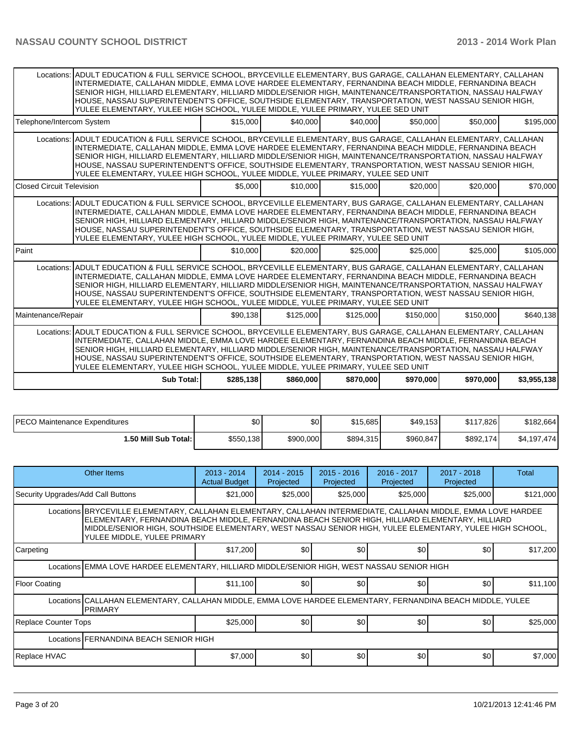| | | | | | | |
|---|---|---|---|---|---|---|
| Locations: ADULT EDUCATION & FULL SERVICE SCHOOL, BRYCEVILLE ELEMENTARY, BUS GARAGE, CALLAHAN ELEMENTARY, CALLAHAN INTERMEDIATE, CALLAHAN MIDDLE, EMMA LOVE HARDEE ELEMENTARY, FERNANDINA BEACH MIDDLE, FERNANDINA BEACH SENIOR HIGH, HILLIARD ELEMENTARY, HILLIARD MIDDLE/SENIOR HIGH, MAINTENANCE/TRANSPORTATION, NASSAU HALFWAY HOUSE, NASSAU SUPERINTENDENT'S OFFICE, SOUTHSIDE ELEMENTARY, TRANSPORTATION, WEST NASSAU SENIOR HIGH, YULEE ELEMENTARY, YULEE HIGH SCHOOL, YULEE MIDDLE, YULEE PRIMARY, YULEE SED UNIT | | | | | | |
| Telephone/Intercom System | $15,000 | $40,000 | $40,000 | $50,000 | $50,000 | $195,000 |
| Locations: ADULT EDUCATION & FULL SERVICE SCHOOL, BRYCEVILLE ELEMENTARY, BUS GARAGE, CALLAHAN ELEMENTARY, CALLAHAN INTERMEDIATE, CALLAHAN MIDDLE, EMMA LOVE HARDEE ELEMENTARY, FERNANDINA BEACH MIDDLE, FERNANDINA BEACH SENIOR HIGH, HILLIARD ELEMENTARY, HILLIARD MIDDLE/SENIOR HIGH, MAINTENANCE/TRANSPORTATION, NASSAU HALFWAY HOUSE, NASSAU SUPERINTENDENT'S OFFICE, SOUTHSIDE ELEMENTARY, TRANSPORTATION, WEST NASSAU SENIOR HIGH, YULEE ELEMENTARY, YULEE HIGH SCHOOL, YULEE MIDDLE, YULEE PRIMARY, YULEE SED UNIT | | | | | | |
| Closed Circuit Television | $5,000 | $10,000 | $15,000 | $20,000 | $20,000 | $70,000 |
| Locations: ADULT EDUCATION & FULL SERVICE SCHOOL, BRYCEVILLE ELEMENTARY, BUS GARAGE, CALLAHAN ELEMENTARY, CALLAHAN INTERMEDIATE, CALLAHAN MIDDLE, EMMA LOVE HARDEE ELEMENTARY, FERNANDINA BEACH MIDDLE, FERNANDINA BEACH SENIOR HIGH, HILLIARD ELEMENTARY, HILLIARD MIDDLE/SENIOR HIGH, MAINTENANCE/TRANSPORTATION, NASSAU HALFWAY HOUSE, NASSAU SUPERINTENDENT'S OFFICE, SOUTHSIDE ELEMENTARY, TRANSPORTATION, WEST NASSAU SENIOR HIGH, YULEE ELEMENTARY, YULEE HIGH SCHOOL, YULEE MIDDLE, YULEE PRIMARY, YULEE SED UNIT | | | | | | |
| Paint | $10,000 | $20,000 | $25,000 | $25,000 | $25,000 | $105,000 |
| Locations: ADULT EDUCATION & FULL SERVICE SCHOOL, BRYCEVILLE ELEMENTARY, BUS GARAGE, CALLAHAN ELEMENTARY, CALLAHAN INTERMEDIATE, CALLAHAN MIDDLE, EMMA LOVE HARDEE ELEMENTARY, FERNANDINA BEACH MIDDLE, FERNANDINA BEACH SENIOR HIGH, HILLIARD ELEMENTARY, HILLIARD MIDDLE/SENIOR HIGH, MAINTENANCE/TRANSPORTATION, NASSAU HALFWAY HOUSE, NASSAU SUPERINTENDENT'S OFFICE, SOUTHSIDE ELEMENTARY, TRANSPORTATION, WEST NASSAU SENIOR HIGH, YULEE ELEMENTARY, YULEE HIGH SCHOOL, YULEE MIDDLE, YULEE PRIMARY, YULEE SED UNIT | | | | | | |
| Maintenance/Repair | $90,138 | $125,000 | $125,000 | $150,000 | $150,000 | $640,138 |
| Locations: ADULT EDUCATION & FULL SERVICE SCHOOL, BRYCEVILLE ELEMENTARY, BUS GARAGE, CALLAHAN ELEMENTARY, CALLAHAN INTERMEDIATE, CALLAHAN MIDDLE, EMMA LOVE HARDEE ELEMENTARY, FERNANDINA BEACH MIDDLE, FERNANDINA BEACH SENIOR HIGH, HILLIARD ELEMENTARY, HILLIARD MIDDLE/SENIOR HIGH, MAINTENANCE/TRANSPORTATION, NASSAU HALFWAY HOUSE, NASSAU SUPERINTENDENT'S OFFICE, SOUTHSIDE ELEMENTARY, TRANSPORTATION, WEST NASSAU SENIOR HIGH, YULEE ELEMENTARY, YULEE HIGH SCHOOL, YULEE MIDDLE, YULEE PRIMARY, YULEE SED UNIT | | | | | | |
| **Sub Total:** | **$285,138** | **$860,000** | **$870,000** | **$970,000** | **$970,000** | **$3,955,138** |

| | | | | | | |
|---|---|---|---|---|---|---|
| PECO Maintenance Expenditures | $0 | $0 | $15,685 | $49,153 | $117,826 | $182,664 |
| **1.50 Mill Sub Total:** | $550,138 | $900,000 | $894,315 | $960,847 | $892,174 | $4,197,474 |

| Other Items | 2013 - 2014 Actual Budget | 2014 - 2015 Projected | 2015 - 2016 Projected | 2016 - 2017 Projected | 2017 - 2018 Projected | Total |
|---|---|---|---|---|---|---|
| Security Upgrades/Add Call Buttons | $21,000 | $25,000 | $25,000 | $25,000 | $25,000 | $121,000 |
| Locations BRYCEVILLE ELEMENTARY, CALLAHAN ELEMENTARY, CALLAHAN INTERMEDIATE, CALLAHAN MIDDLE, EMMA LOVE HARDEE ELEMENTARY, FERNANDINA BEACH MIDDLE, FERNANDINA BEACH SENIOR HIGH, HILLIARD ELEMENTARY, HILLIARD MIDDLE/SENIOR HIGH, SOUTHSIDE ELEMENTARY, WEST NASSAU SENIOR HIGH, YULEE ELEMENTARY, YULEE HIGH SCHOOL, YULEE MIDDLE, YULEE PRIMARY | | | | | | |
| Carpeting | $17,200 | $0 | $0 | $0 | $0 | $17,200 |
| Locations EMMA LOVE HARDEE ELEMENTARY, HILLIARD MIDDLE/SENIOR HIGH, WEST NASSAU SENIOR HIGH | | | | | | |
| Floor Coating | $11,100 | $0 | $0 | $0 | $0 | $11,100 |
| Locations CALLAHAN ELEMENTARY, CALLAHAN MIDDLE, EMMA LOVE HARDEE ELEMENTARY, FERNANDINA BEACH MIDDLE, YULEE PRIMARY | | | | | | |
| Replace Counter Tops | $25,000 | $0 | $0 | $0 | $0 | $25,000 |
| Locations FERNANDINA BEACH SENIOR HIGH | | | | | | |
| Replace HVAC | $7,000 | $0 | $0 | $0 | $0 | $7,000 |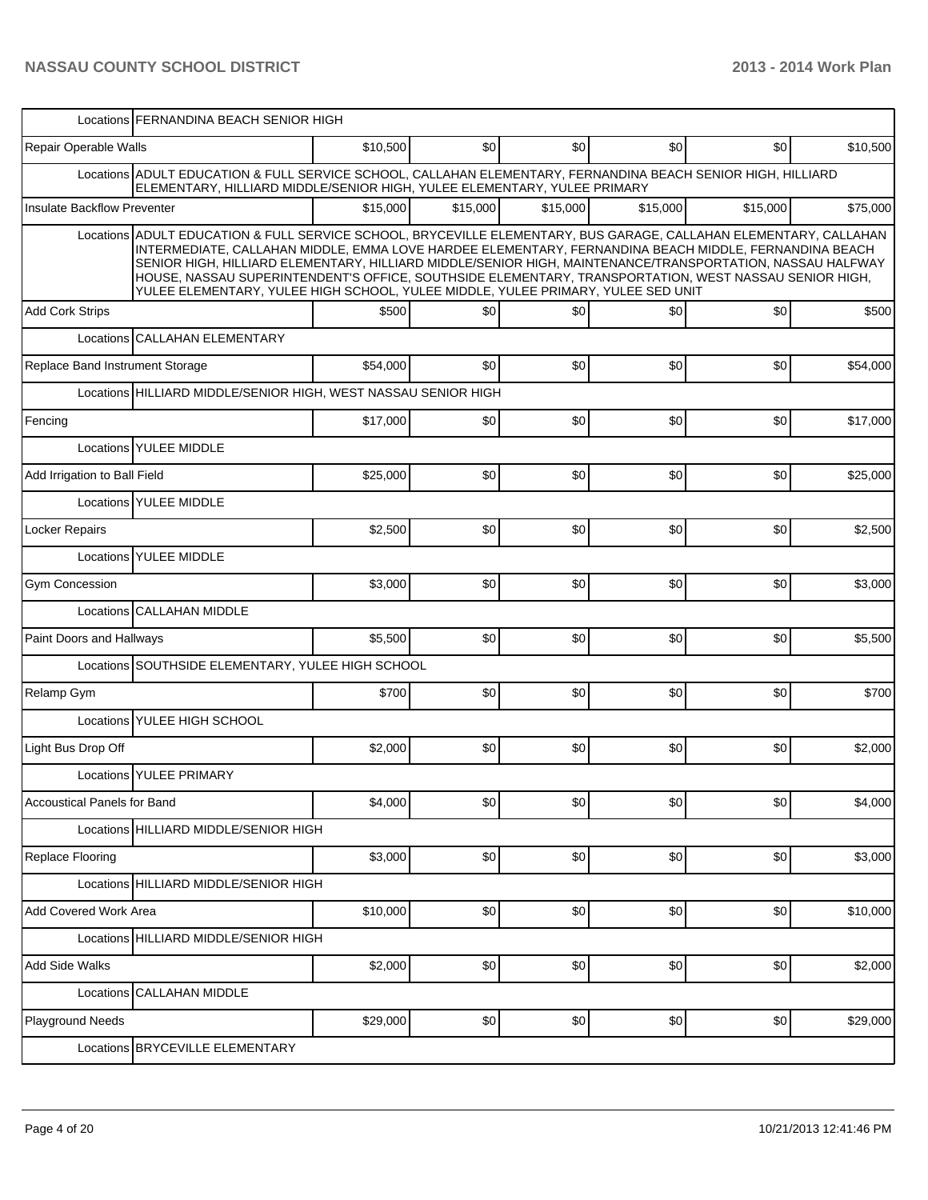| | | | | | | |
|---|---|---|---|---|---|---|
| Locations | FERNANDINA BEACH SENIOR HIGH | | | | | |
| Repair Operable Walls | $10,500 | $0 | $0 | $0 | $0 | $10,500 |
| Locations | ADULT EDUCATION & FULL SERVICE SCHOOL, CALLAHAN ELEMENTARY, FERNANDINA BEACH SENIOR HIGH, HILLIARD ELEMENTARY, HILLIARD MIDDLE/SENIOR HIGH, YULEE ELEMENTARY, YULEE PRIMARY | | | | | |
| Insulate Backflow Preventer | $15,000 | $15,000 | $15,000 | $15,000 | $15,000 | $75,000 |
| Locations | ADULT EDUCATION & FULL SERVICE SCHOOL, BRYCEVILLE ELEMENTARY, BUS GARAGE, CALLAHAN ELEMENTARY, CALLAHAN INTERMEDIATE, CALLAHAN MIDDLE, EMMA LOVE HARDEE ELEMENTARY, FERNANDINA BEACH MIDDLE, FERNANDINA BEACH SENIOR HIGH, HILLIARD ELEMENTARY, HILLIARD MIDDLE/SENIOR HIGH, MAINTENANCE/TRANSPORTATION, NASSAU HALFWAY HOUSE, NASSAU SUPERINTENDENT'S OFFICE, SOUTHSIDE ELEMENTARY, TRANSPORTATION, WEST NASSAU SENIOR HIGH, YULEE ELEMENTARY, YULEE HIGH SCHOOL, YULEE MIDDLE, YULEE PRIMARY, YULEE SED UNIT | | | | | |
| Add Cork Strips | $500 | $0 | $0 | $0 | $0 | $500 |
| Locations | CALLAHAN ELEMENTARY | | | | | |
| Replace Band Instrument Storage | $54,000 | $0 | $0 | $0 | $0 | $54,000 |
| Locations | HILLIARD MIDDLE/SENIOR HIGH, WEST NASSAU SENIOR HIGH | | | | | |
| Fencing | $17,000 | $0 | $0 | $0 | $0 | $17,000 |
| Locations | YULEE MIDDLE | | | | | |
| Add Irrigation to Ball Field | $25,000 | $0 | $0 | $0 | $0 | $25,000 |
| Locations | YULEE MIDDLE | | | | | |
| Locker Repairs | $2,500 | $0 | $0 | $0 | $0 | $2,500 |
| Locations | YULEE MIDDLE | | | | | |
| Gym Concession | $3,000 | $0 | $0 | $0 | $0 | $3,000 |
| Locations | CALLAHAN MIDDLE | | | | | |
| Paint Doors and Hallways | $5,500 | $0 | $0 | $0 | $0 | $5,500 |
| Locations | SOUTHSIDE ELEMENTARY, YULEE HIGH SCHOOL | | | | | |
| Relamp Gym | $700 | $0 | $0 | $0 | $0 | $700 |
| Locations | YULEE HIGH SCHOOL | | | | | |
| Light Bus Drop Off | $2,000 | $0 | $0 | $0 | $0 | $2,000 |
| Locations | YULEE PRIMARY | | | | | |
| Accoustical Panels for Band | $4,000 | $0 | $0 | $0 | $0 | $4,000 |
| Locations | HILLIARD MIDDLE/SENIOR HIGH | | | | | |
| Replace Flooring | $3,000 | $0 | $0 | $0 | $0 | $3,000 |
| Locations | HILLIARD MIDDLE/SENIOR HIGH | | | | | |
| Add Covered Work Area | $10,000 | $0 | $0 | $0 | $0 | $10,000 |
| Locations | HILLIARD MIDDLE/SENIOR HIGH | | | | | |
| Add Side Walks | $2,000 | $0 | $0 | $0 | $0 | $2,000 |
| Locations | CALLAHAN MIDDLE | | | | | |
| Playground Needs | $29,000 | $0 | $0 | $0 | $0 | $29,000 |
| Locations | BRYCEVILLE ELEMENTARY | | | | | |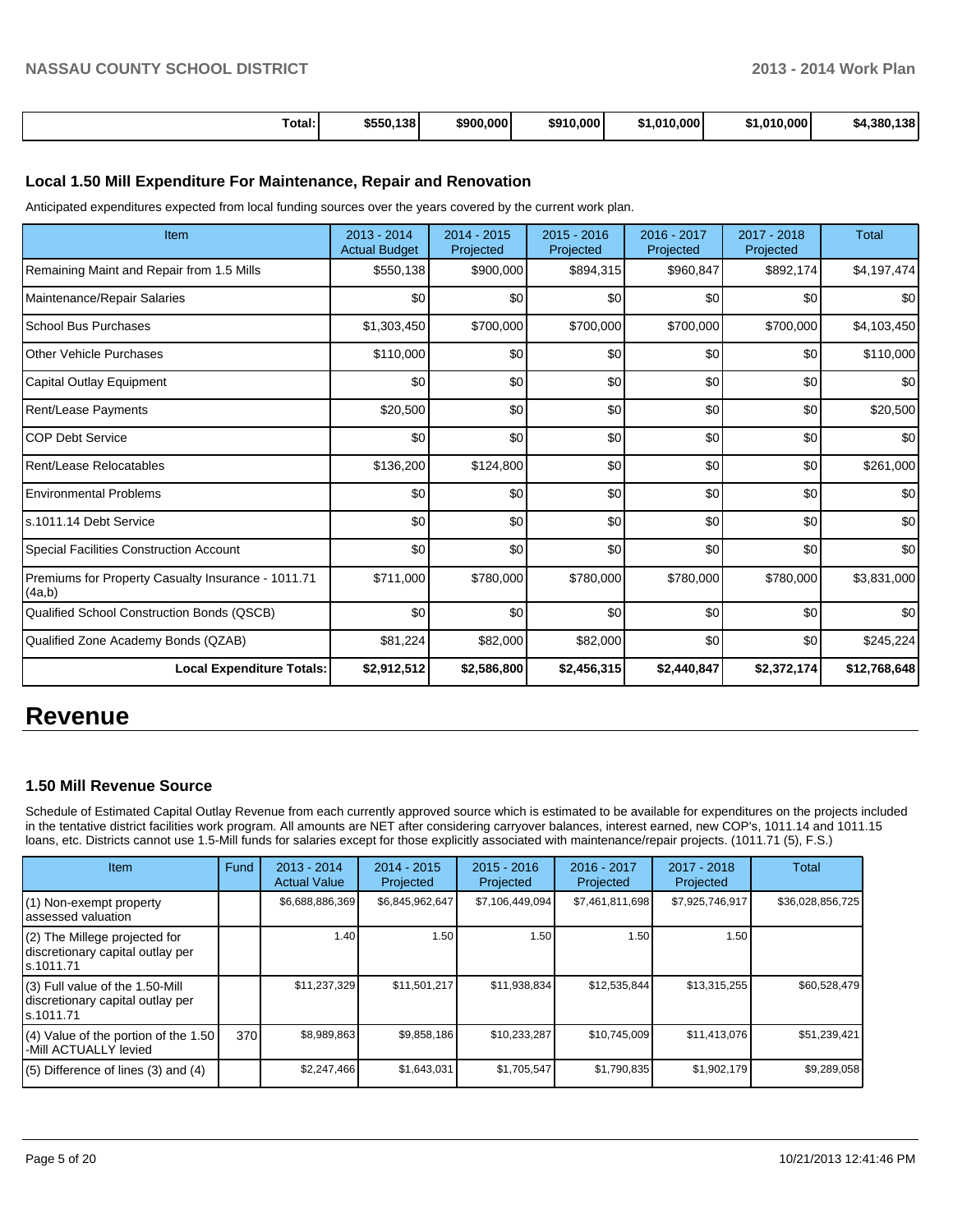| | | | | | | |
|---|---|---|---|---|---|---|
| **Total:** | **$550,138** | **$900,000** | **$910,000** | **$1,010,000** | **$1,010,000** | **$4,380,138** |

### Local 1.50 Mill Expenditure For Maintenance, Repair and Renovation

Anticipated expenditures expected from local funding sources over the years covered by the current work plan.

| Item | 2013 - 2014 Actual Budget | 2014 - 2015 Projected | 2015 - 2016 Projected | 2016 - 2017 Projected | 2017 - 2018 Projected | Total |
|---|---|---|---|---|---|---|
| Remaining Maint and Repair from 1.5 Mills | $550,138 | $900,000 | $894,315 | $960,847 | $892,174 | $4,197,474 |
| Maintenance/Repair Salaries | $0 | $0 | $0 | $0 | $0 | $0 |
| School Bus Purchases | $1,303,450 | $700,000 | $700,000 | $700,000 | $700,000 | $4,103,450 |
| Other Vehicle Purchases | $110,000 | $0 | $0 | $0 | $0 | $110,000 |
| Capital Outlay Equipment | $0 | $0 | $0 | $0 | $0 | $0 |
| Rent/Lease Payments | $20,500 | $0 | $0 | $0 | $0 | $20,500 |
| COP Debt Service | $0 | $0 | $0 | $0 | $0 | $0 |
| Rent/Lease Relocatables | $136,200 | $124,800 | $0 | $0 | $0 | $261,000 |
| Environmental Problems | $0 | $0 | $0 | $0 | $0 | $0 |
| s.1011.14 Debt Service | $0 | $0 | $0 | $0 | $0 | $0 |
| Special Facilities Construction Account | $0 | $0 | $0 | $0 | $0 | $0 |
| Premiums for Property Casualty Insurance - 1011.71 (4a,b) | $711,000 | $780,000 | $780,000 | $780,000 | $780,000 | $3,831,000 |
| Qualified School Construction Bonds (QSCB) | $0 | $0 | $0 | $0 | $0 | $0 |
| Qualified Zone Academy Bonds (QZAB) | $81,224 | $82,000 | $82,000 | $0 | $0 | $245,224 |
| **Local Expenditure Totals:** | **$2,912,512** | **$2,586,800** | **$2,456,315** | **$2,440,847** | **$2,372,174** | **$12,768,648** |

# Revenue

### 1.50 Mill Revenue Source

Schedule of Estimated Capital Outlay Revenue from each currently approved source which is estimated to be available for expenditures on the projects included in the tentative district facilities work program. All amounts are NET after considering carryover balances, interest earned, new COP's, 1011.14 and 1011.15 loans, etc. Districts cannot use 1.5-Mill funds for salaries except for those explicitly associated with maintenance/repair projects. (1011.71 (5), F.S.)

| Item | Fund | 2013 - 2014 Actual Value | 2014 - 2015 Projected | 2015 - 2016 Projected | 2016 - 2017 Projected | 2017 - 2018 Projected | Total |
|---|---|---|---|---|---|---|---|
| (1) Non-exempt property assessed valuation | | $6,688,886,369 | $6,845,962,647 | $7,106,449,094 | $7,461,811,698 | $7,925,746,917 | $36,028,856,725 |
| (2) The Millege projected for discretionary capital outlay per s.1011.71 | | 1.40 | 1.50 | 1.50 | 1.50 | 1.50 | |
| (3) Full value of the 1.50-Mill discretionary capital outlay per s.1011.71 | | $11,237,329 | $11,501,217 | $11,938,834 | $12,535,844 | $13,315,255 | $60,528,479 |
| (4) Value of the portion of the 1.50 -Mill ACTUALLY levied | 370 | $8,989,863 | $9,858,186 | $10,233,287 | $10,745,009 | $11,413,076 | $51,239,421 |
| (5) Difference of lines (3) and (4) | | $2,247,466 | $1,643,031 | $1,705,547 | $1,790,835 | $1,902,179 | $9,289,058 |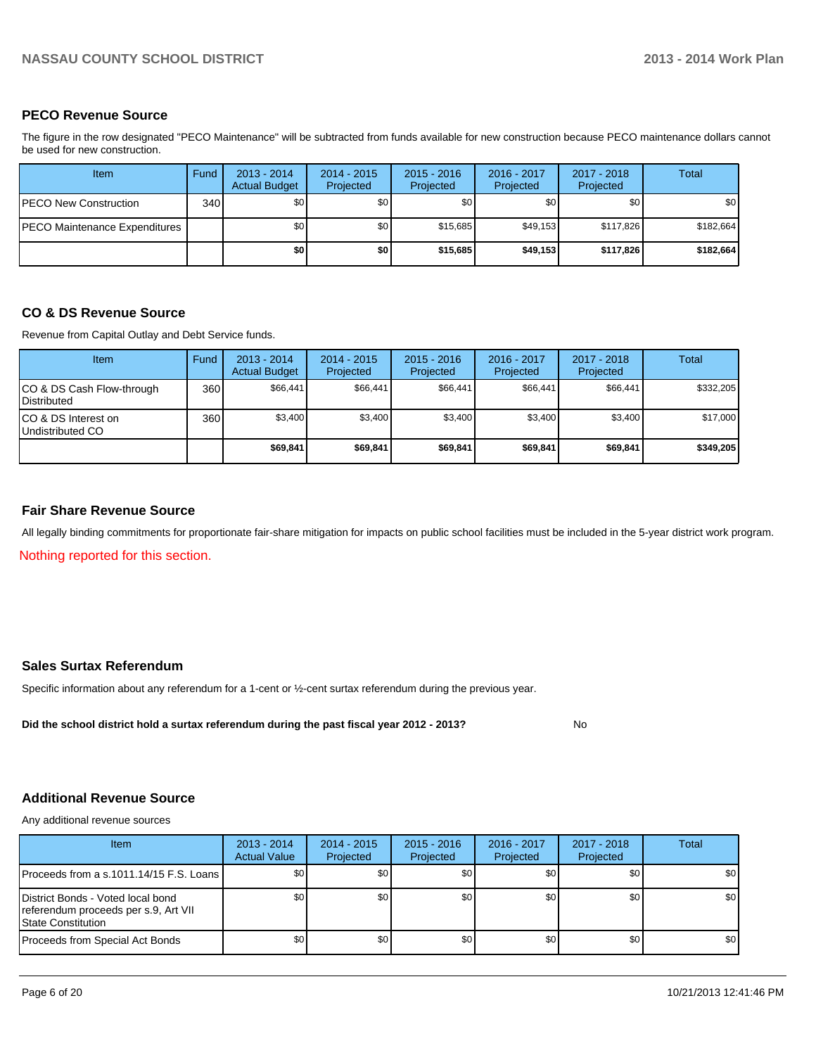## PECO Revenue Source

The figure in the row designated "PECO Maintenance" will be subtracted from funds available for new construction because PECO maintenance dollars cannot be used for new construction.

| Item | Fund | 2013 - 2014 Actual Budget | 2014 - 2015 Projected | 2015 - 2016 Projected | 2016 - 2017 Projected | 2017 - 2018 Projected | Total |
|---|---|---|---|---|---|---|---|
| PECO New Construction | 340 | $0 | $0 | $0 | $0 | $0 | $0 |
| PECO Maintenance Expenditures | | $0 | $0 | $15,685 | $49,153 | $117,826 | $182,664 |
| | | **$0** | **$0** | **$15,685** | **$49,153** | **$117,826** | **$182,664** |

## CO & DS Revenue Source

Revenue from Capital Outlay and Debt Service funds.

| Item | Fund | 2013 - 2014 Actual Budget | 2014 - 2015 Projected | 2015 - 2016 Projected | 2016 - 2017 Projected | 2017 - 2018 Projected | Total |
|---|---|---|---|---|---|---|---|
| CO & DS Cash Flow-through Distributed | 360 | $66,441 | $66,441 | $66,441 | $66,441 | $66,441 | $332,205 |
| CO & DS Interest on Undistributed CO | 360 | $3,400 | $3,400 | $3,400 | $3,400 | $3,400 | $17,000 |
| | | **$69,841** | **$69,841** | **$69,841** | **$69,841** | **$69,841** | **$349,205** |

## Fair Share Revenue Source

All legally binding commitments for proportionate fair-share mitigation for impacts on public school facilities must be included in the 5-year district work program.

Nothing reported for this section.

## Sales Surtax Referendum

Specific information about any referendum for a 1-cent or ½-cent surtax referendum during the previous year.

**Did the school district hold a surtax referendum during the past fiscal year 2012 - 2013?** No

## Additional Revenue Source

Any additional revenue sources

| Item | 2013 - 2014 Actual Value | 2014 - 2015 Projected | 2015 - 2016 Projected | 2016 - 2017 Projected | 2017 - 2018 Projected | Total |
|---|---|---|---|---|---|---|
| Proceeds from a s.1011.14/15 F.S. Loans | $0 | $0 | $0 | $0 | $0 | $0 |
| District Bonds - Voted local bond referendum proceeds per s.9, Art VII State Constitution | $0 | $0 | $0 | $0 | $0 | $0 |
| Proceeds from Special Act Bonds | $0 | $0 | $0 | $0 | $0 | $0 |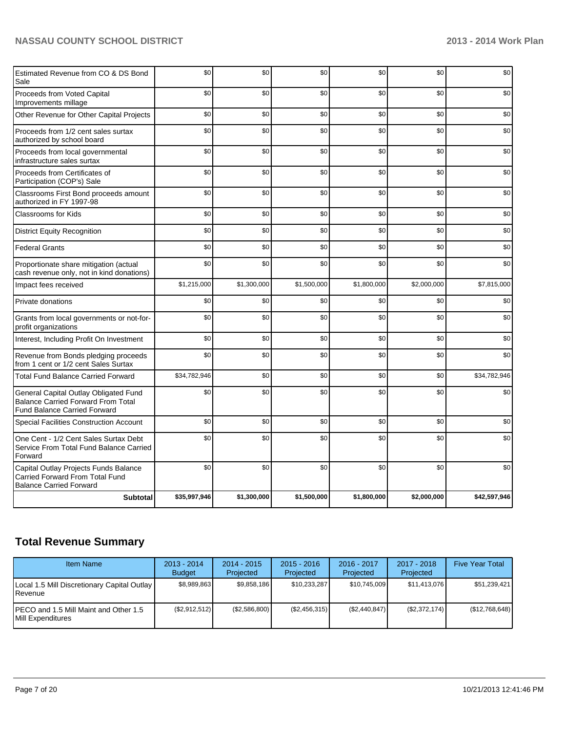| | | | | | | |
|---|---|---|---|---|---|---|
| Estimated Revenue from CO & DS Bond Sale | $0 | $0 | $0 | $0 | $0 | $0 |
| Proceeds from Voted Capital Improvements millage | $0 | $0 | $0 | $0 | $0 | $0 |
| Other Revenue for Other Capital Projects | $0 | $0 | $0 | $0 | $0 | $0 |
| Proceeds from 1/2 cent sales surtax authorized by school board | $0 | $0 | $0 | $0 | $0 | $0 |
| Proceeds from local governmental infrastructure sales surtax | $0 | $0 | $0 | $0 | $0 | $0 |
| Proceeds from Certificates of Participation (COP's) Sale | $0 | $0 | $0 | $0 | $0 | $0 |
| Classrooms First Bond proceeds amount authorized in FY 1997-98 | $0 | $0 | $0 | $0 | $0 | $0 |
| Classrooms for Kids | $0 | $0 | $0 | $0 | $0 | $0 |
| District Equity Recognition | $0 | $0 | $0 | $0 | $0 | $0 |
| Federal Grants | $0 | $0 | $0 | $0 | $0 | $0 |
| Proportionate share mitigation (actual cash revenue only, not in kind donations) | $0 | $0 | $0 | $0 | $0 | $0 |
| Impact fees received | $1,215,000 | $1,300,000 | $1,500,000 | $1,800,000 | $2,000,000 | $7,815,000 |
| Private donations | $0 | $0 | $0 | $0 | $0 | $0 |
| Grants from local governments or not-for-profit organizations | $0 | $0 | $0 | $0 | $0 | $0 |
| Interest, Including Profit On Investment | $0 | $0 | $0 | $0 | $0 | $0 |
| Revenue from Bonds pledging proceeds from 1 cent or 1/2 cent Sales Surtax | $0 | $0 | $0 | $0 | $0 | $0 |
| Total Fund Balance Carried Forward | $34,782,946 | $0 | $0 | $0 | $0 | $34,782,946 |
| General Capital Outlay Obligated Fund Balance Carried Forward From Total Fund Balance Carried Forward | $0 | $0 | $0 | $0 | $0 | $0 |
| Special Facilities Construction Account | $0 | $0 | $0 | $0 | $0 | $0 |
| One Cent - 1/2 Cent Sales Surtax Debt Service From Total Fund Balance Carried Forward | $0 | $0 | $0 | $0 | $0 | $0 |
| Capital Outlay Projects Funds Balance Carried Forward From Total Fund Balance Carried Forward | $0 | $0 | $0 | $0 | $0 | $0 |
| **Subtotal** | **$35,997,946** | **$1,300,000** | **$1,500,000** | **$1,800,000** | **$2,000,000** | **$42,597,946** |

## Total Revenue Summary

| Item Name | 2013 - 2014 Budget | 2014 - 2015 Projected | 2015 - 2016 Projected | 2016 - 2017 Projected | 2017 - 2018 Projected | Five Year Total |
|---|---|---|---|---|---|---|
| Local 1.5 Mill Discretionary Capital Outlay Revenue | $8,989,863 | $9,858,186 | $10,233,287 | $10,745,009 | $11,413,076 | $51,239,421 |
| PECO and 1.5 Mill Maint and Other 1.5 Mill Expenditures | ($2,912,512) | ($2,586,800) | ($2,456,315) | ($2,440,847) | ($2,372,174) | ($12,768,648) |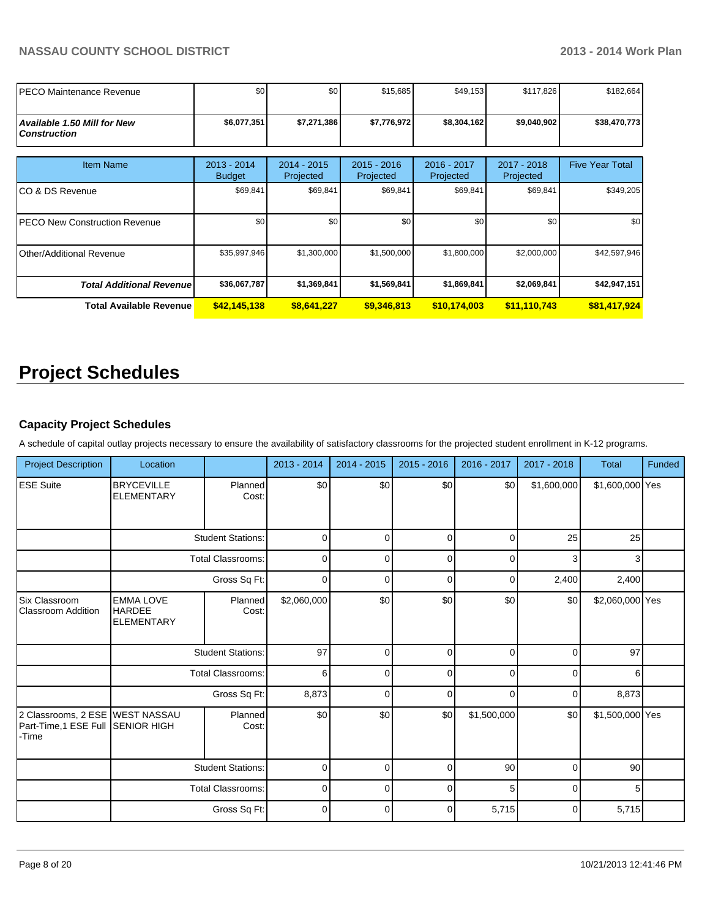| | | | | | | |
|---|---|---|---|---|---|---|
| PECO Maintenance Revenue | $0 | $0 | $15,685 | $49,153 | $117,826 | $182,664 |
| ***Available 1.50 Mill for New Construction*** | **$6,077,351** | **$7,271,386** | **$7,776,972** | **$8,304,162** | **$9,040,902** | **$38,470,773** |

| Item Name | 2013 - 2014 Budget | 2014 - 2015 Projected | 2015 - 2016 Projected | 2016 - 2017 Projected | 2017 - 2018 Projected | Five Year Total |
|---|---|---|---|---|---|---|
| CO & DS Revenue | $69,841 | $69,841 | $69,841 | $69,841 | $69,841 | $349,205 |
| PECO New Construction Revenue | $0 | $0 | $0 | $0 | $0 | $0 |
| Other/Additional Revenue | $35,997,946 | $1,300,000 | $1,500,000 | $1,800,000 | $2,000,000 | $42,597,946 |
| ***Total Additional Revenue*** | **$36,067,787** | **$1,369,841** | **$1,569,841** | **$1,869,841** | **$2,069,841** | **$42,947,151** |
| **Total Available Revenue** | **$42,145,138** | **$8,641,227** | **$9,346,813** | **$10,174,003** | **$11,110,743** | **$81,417,924** |

# Project Schedules

## Capacity Project Schedules

A schedule of capital outlay projects necessary to ensure the availability of satisfactory classrooms for the projected student enrollment in K-12 programs.

| Project Description | Location | | 2013 - 2014 | 2014 - 2015 | 2015 - 2016 | 2016 - 2017 | 2017 - 2018 | Total | Funded |
|---|---|---|---|---|---|---|---|---|---|
| ESE Suite | BRYCEVILLE ELEMENTARY | Planned Cost: | $0 | $0 | $0 | $0 | $1,600,000 | $1,600,000 | Yes |
| | | Student Stations: | 0 | 0 | 0 | 0 | 25 | 25 | |
| | | Total Classrooms: | 0 | 0 | 0 | 0 | 3 | 3 | |
| | | Gross Sq Ft: | 0 | 0 | 0 | 0 | 2,400 | 2,400 | |
| Six Classroom Classroom Addition | EMMA LOVE HARDEE ELEMENTARY | Planned Cost: | $2,060,000 | $0 | $0 | $0 | $0 | $2,060,000 | Yes |
| | | Student Stations: | 97 | 0 | 0 | 0 | 0 | 97 | |
| | | Total Classrooms: | 6 | 0 | 0 | 0 | 0 | 6 | |
| | | Gross Sq Ft: | 8,873 | 0 | 0 | 0 | 0 | 8,873 | |
| 2 Classrooms, 2 ESE Part-Time,1 ESE Full -Time | WEST NASSAU SENIOR HIGH | Planned Cost: | $0 | $0 | $0 | $1,500,000 | $0 | $1,500,000 | Yes |
| | | Student Stations: | 0 | 0 | 0 | 90 | 0 | 90 | |
| | | Total Classrooms: | 0 | 0 | 0 | 5 | 0 | 5 | |
| | | Gross Sq Ft: | 0 | 0 | 0 | 5,715 | 0 | 5,715 | |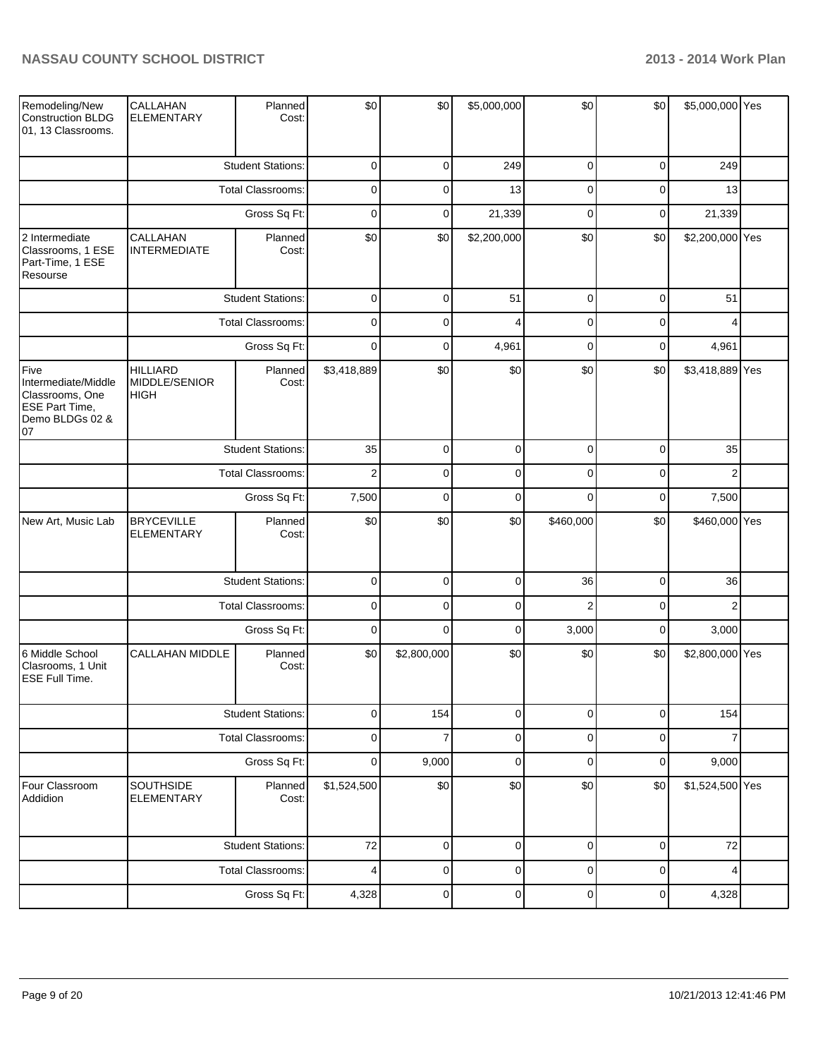| | | | | | | | | | |
|---|---|---|---|---|---|---|---|---|---|
| Remodeling/New Construction BLDG 01, 13 Classrooms. | CALLAHAN ELEMENTARY | Planned Cost: | $0 | $0 | $5,000,000 | $0 | $0 | $5,000,000 | Yes |
| | | Student Stations: | 0 | 0 | 249 | 0 | 0 | 249 | |
| | | Total Classrooms: | 0 | 0 | 13 | 0 | 0 | 13 | |
| | | Gross Sq Ft: | 0 | 0 | 21,339 | 0 | 0 | 21,339 | |
| 2 Intermediate Classrooms, 1 ESE Part-Time, 1 ESE Resourse | CALLAHAN INTERMEDIATE | Planned Cost: | $0 | $0 | $2,200,000 | $0 | $0 | $2,200,000 | Yes |
| | | Student Stations: | 0 | 0 | 51 | 0 | 0 | 51 | |
| | | Total Classrooms: | 0 | 0 | 4 | 0 | 0 | 4 | |
| | | Gross Sq Ft: | 0 | 0 | 4,961 | 0 | 0 | 4,961 | |
| Five Intermediate/Middle Classrooms, One ESE Part Time, Demo BLDGs 02 & 07 | HILLIARD MIDDLE/SENIOR HIGH | Planned Cost: | $3,418,889 | $0 | $0 | $0 | $0 | $3,418,889 | Yes |
| | | Student Stations: | 35 | 0 | 0 | 0 | 0 | 35 | |
| | | Total Classrooms: | 2 | 0 | 0 | 0 | 0 | 2 | |
| | | Gross Sq Ft: | 7,500 | 0 | 0 | 0 | 0 | 7,500 | |
| New Art, Music Lab | BRYCEVILLE ELEMENTARY | Planned Cost: | $0 | $0 | $0 | $460,000 | $0 | $460,000 | Yes |
| | | Student Stations: | 0 | 0 | 0 | 36 | 0 | 36 | |
| | | Total Classrooms: | 0 | 0 | 0 | 2 | 0 | 2 | |
| | | Gross Sq Ft: | 0 | 0 | 0 | 3,000 | 0 | 3,000 | |
| 6 Middle School Clasrooms, 1 Unit ESE Full Time. | CALLAHAN MIDDLE | Planned Cost: | $0 | $2,800,000 | $0 | $0 | $0 | $2,800,000 | Yes |
| | | Student Stations: | 0 | 154 | 0 | 0 | 0 | 154 | |
| | | Total Classrooms: | 0 | 7 | 0 | 0 | 0 | 7 | |
| | | Gross Sq Ft: | 0 | 9,000 | 0 | 0 | 0 | 9,000 | |
| Four Classroom Addidion | SOUTHSIDE ELEMENTARY | Planned Cost: | $1,524,500 | $0 | $0 | $0 | $0 | $1,524,500 | Yes |
| | | Student Stations: | 72 | 0 | 0 | 0 | 0 | 72 | |
| | | Total Classrooms: | 4 | 0 | 0 | 0 | 0 | 4 | |
| | | Gross Sq Ft: | 4,328 | 0 | 0 | 0 | 0 | 4,328 | |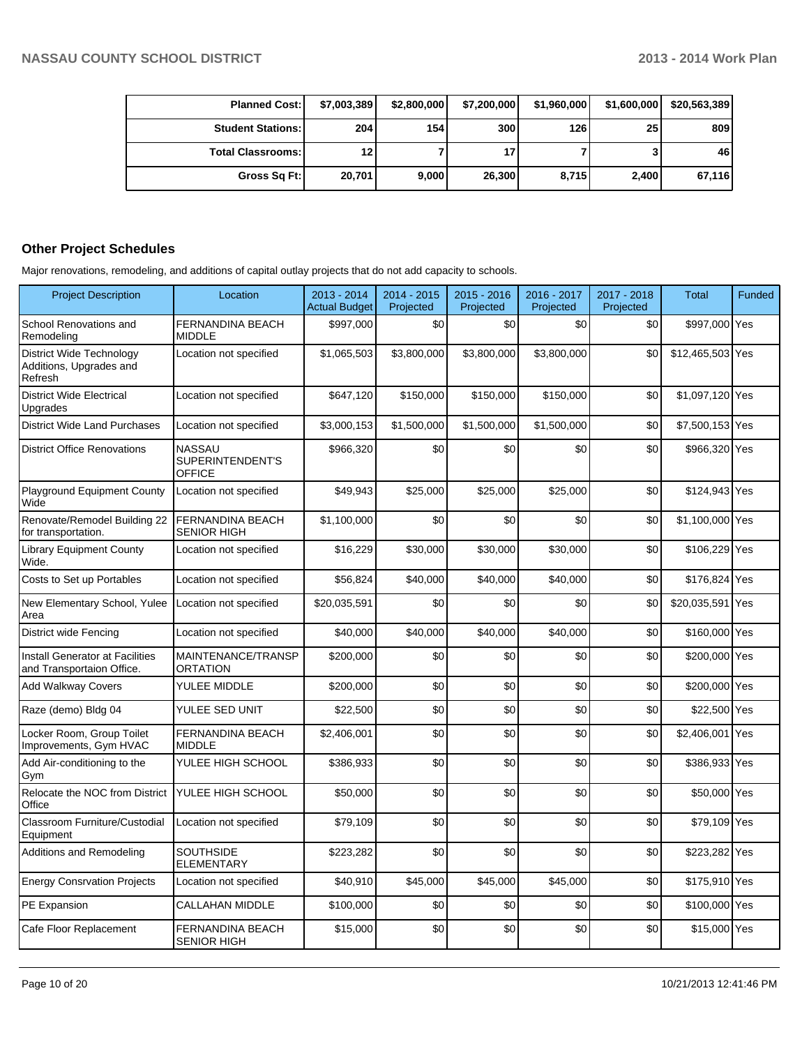| | | | | | | |
|---|---|---|---|---|---|---|
| **Planned Cost:** | $7,003,389 | $2,800,000 | $7,200,000 | $1,960,000 | $1,600,000 | $20,563,389 |
| **Student Stations:** | 204 | 154 | 300 | 126 | 25 | 809 |
| **Total Classrooms:** | 12 | 7 | 17 | 7 | 3 | 46 |
| **Gross Sq Ft:** | 20,701 | 9,000 | 26,300 | 8,715 | 2,400 | 67,116 |

## Other Project Schedules

Major renovations, remodeling, and additions of capital outlay projects that do not add capacity to schools.

| Project Description | Location | 2013 - 2014 Actual Budget | 2014 - 2015 Projected | 2015 - 2016 Projected | 2016 - 2017 Projected | 2017 - 2018 Projected | Total | Funded |
|---|---|---|---|---|---|---|---|---|
| School Renovations and Remodeling | FERNANDINA BEACH MIDDLE | $997,000 | $0 | $0 | $0 | $0 | $997,000 | Yes |
| District Wide Technology Additions, Upgrades and Refresh | Location not specified | $1,065,503 | $3,800,000 | $3,800,000 | $3,800,000 | $0 | $12,465,503 | Yes |
| District Wide Electrical Upgrades | Location not specified | $647,120 | $150,000 | $150,000 | $150,000 | $0 | $1,097,120 | Yes |
| District Wide Land Purchases | Location not specified | $3,000,153 | $1,500,000 | $1,500,000 | $1,500,000 | $0 | $7,500,153 | Yes |
| District Office Renovations | NASSAU SUPERINTENDENT'S OFFICE | $966,320 | $0 | $0 | $0 | $0 | $966,320 | Yes |
| Playground Equipment County Wide | Location not specified | $49,943 | $25,000 | $25,000 | $25,000 | $0 | $124,943 | Yes |
| Renovate/Remodel Building 22 for transportation. | FERNANDINA BEACH SENIOR HIGH | $1,100,000 | $0 | $0 | $0 | $0 | $1,100,000 | Yes |
| Library Equipment County Wide. | Location not specified | $16,229 | $30,000 | $30,000 | $30,000 | $0 | $106,229 | Yes |
| Costs to Set up Portables | Location not specified | $56,824 | $40,000 | $40,000 | $40,000 | $0 | $176,824 | Yes |
| New Elementary School, Yulee Area | Location not specified | $20,035,591 | $0 | $0 | $0 | $0 | $20,035,591 | Yes |
| District wide Fencing | Location not specified | $40,000 | $40,000 | $40,000 | $40,000 | $0 | $160,000 | Yes |
| Install Generator at Facilities and Transportaion Office. | MAINTENANCE/TRANSPORTATION | $200,000 | $0 | $0 | $0 | $0 | $200,000 | Yes |
| Add Walkway Covers | YULEE MIDDLE | $200,000 | $0 | $0 | $0 | $0 | $200,000 | Yes |
| Raze (demo) Bldg 04 | YULEE SED UNIT | $22,500 | $0 | $0 | $0 | $0 | $22,500 | Yes |
| Locker Room, Group Toilet Improvements, Gym HVAC | FERNANDINA BEACH MIDDLE | $2,406,001 | $0 | $0 | $0 | $0 | $2,406,001 | Yes |
| Add Air-conditioning to the Gym | YULEE HIGH SCHOOL | $386,933 | $0 | $0 | $0 | $0 | $386,933 | Yes |
| Relocate the NOC from District Office | YULEE HIGH SCHOOL | $50,000 | $0 | $0 | $0 | $0 | $50,000 | Yes |
| Classroom Furniture/Custodial Equipment | Location not specified | $79,109 | $0 | $0 | $0 | $0 | $79,109 | Yes |
| Additions and Remodeling | SOUTHSIDE ELEMENTARY | $223,282 | $0 | $0 | $0 | $0 | $223,282 | Yes |
| Energy Consrvation Projects | Location not specified | $40,910 | $45,000 | $45,000 | $45,000 | $0 | $175,910 | Yes |
| PE Expansion | CALLAHAN MIDDLE | $100,000 | $0 | $0 | $0 | $0 | $100,000 | Yes |
| Cafe Floor Replacement | FERNANDINA BEACH SENIOR HIGH | $15,000 | $0 | $0 | $0 | $0 | $15,000 | Yes |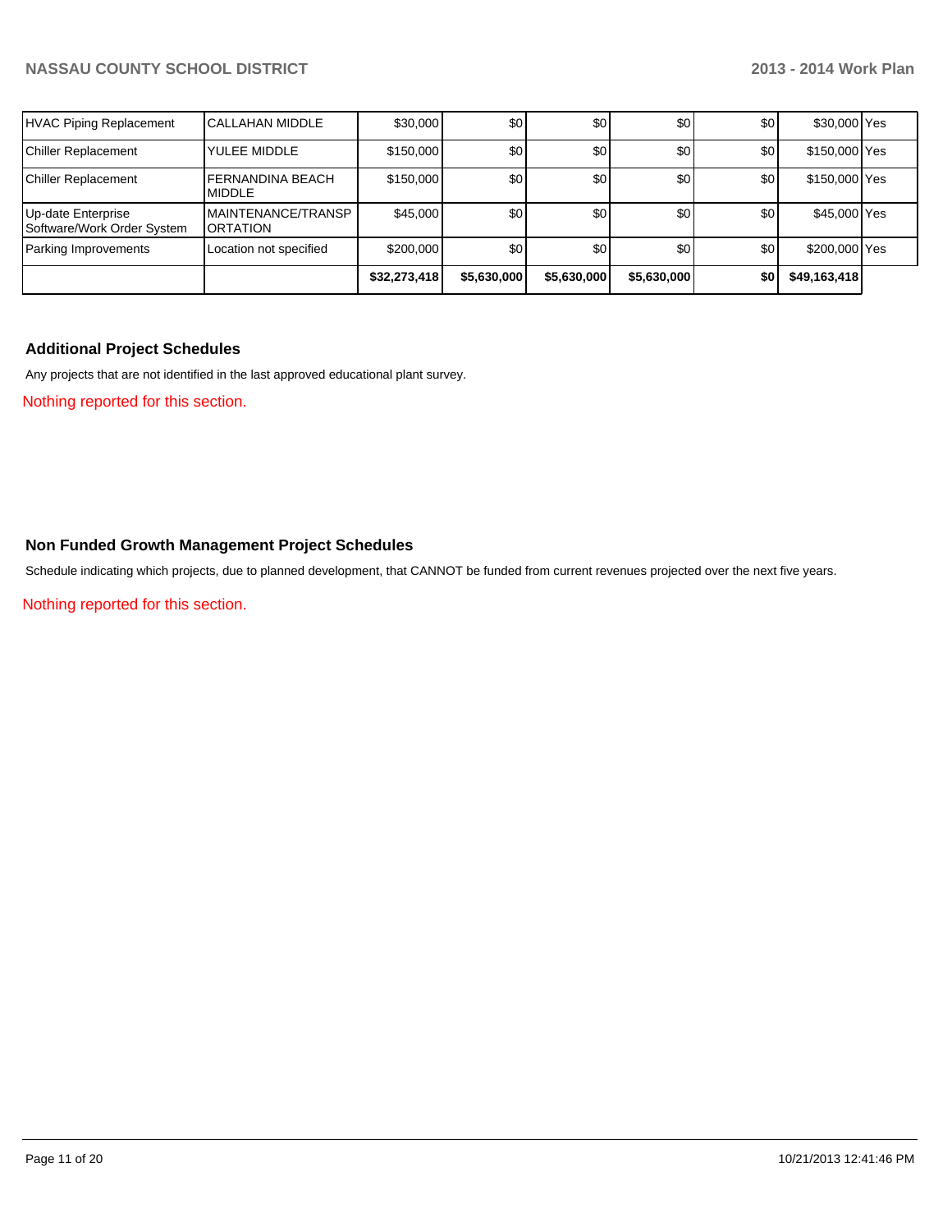| | | | | | | | | |
|---|---|---|---|---|---|---|---|---|
| HVAC Piping Replacement | CALLAHAN MIDDLE | $30,000 | $0 | $0 | $0 | $0 | $30,000 | Yes |
| Chiller Replacement | YULEE MIDDLE | $150,000 | $0 | $0 | $0 | $0 | $150,000 | Yes |
| Chiller Replacement | FERNANDINA BEACH MIDDLE | $150,000 | $0 | $0 | $0 | $0 | $150,000 | Yes |
| Up-date Enterprise Software/Work Order System | MAINTENANCE/TRANSPORTATION | $45,000 | $0 | $0 | $0 | $0 | $45,000 | Yes |
| Parking Improvements | Location not specified | $200,000 | $0 | $0 | $0 | $0 | $200,000 | Yes |
| | | **$32,273,418** | **$5,630,000** | **$5,630,000** | **$5,630,000** | **$0** | **$49,163,418** | |

### Additional Project Schedules

Any projects that are not identified in the last approved educational plant survey.

Nothing reported for this section.

### Non Funded Growth Management Project Schedules

Schedule indicating which projects, due to planned development, that CANNOT be funded from current revenues projected over the next five years.

Nothing reported for this section.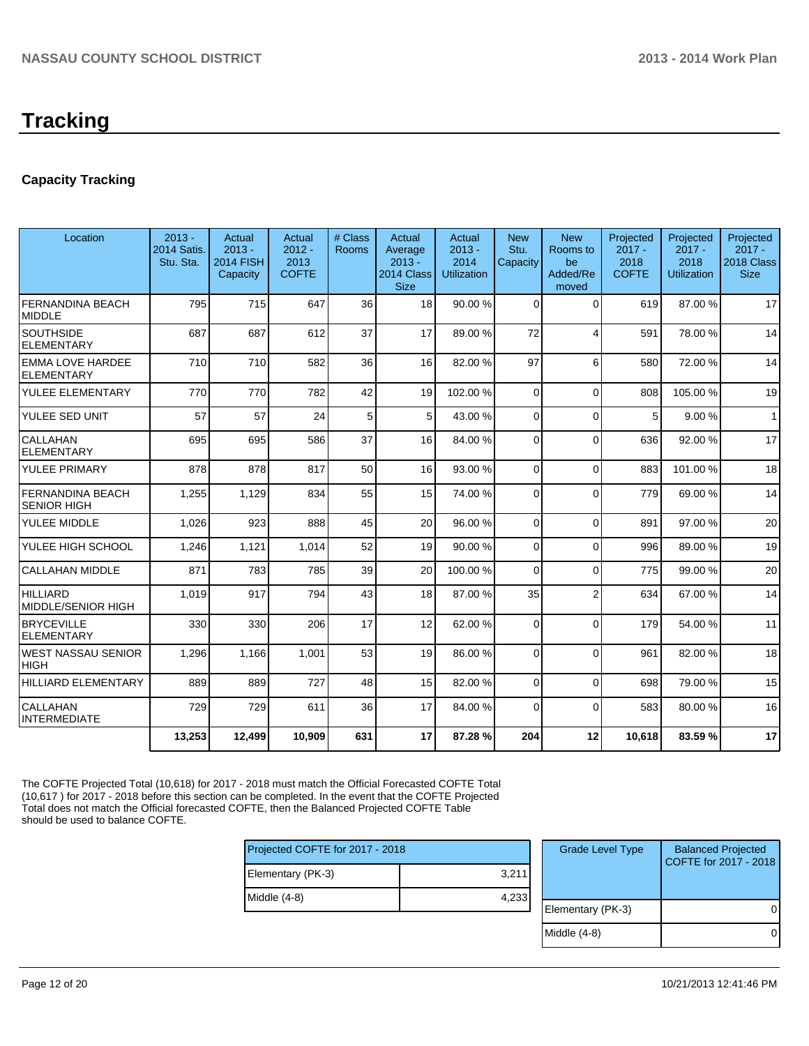# Tracking

## Capacity Tracking

| Location | 2013 - 2014 Satis. Stu. Sta. | Actual 2013 - 2014 FISH Capacity | Actual 2012 - 2013 COFTE | # Class Rooms | Actual Average 2013 - 2014 Class Size | Actual 2013 - 2014 Utilization | New Stu. Capacity | New Rooms to be Added/Removed | Projected 2017 - 2018 COFTE | Projected 2017 - 2018 Utilization | Projected 2017 - 2018 Class Size |
|---|---|---|---|---|---|---|---|---|---|---|---|
| FERNANDINA BEACH MIDDLE | 795 | 715 | 647 | 36 | 18 | 90.00 % | 0 | 0 | 619 | 87.00 % | 17 |
| SOUTHSIDE ELEMENTARY | 687 | 687 | 612 | 37 | 17 | 89.00 % | 72 | 4 | 591 | 78.00 % | 14 |
| EMMA LOVE HARDEE ELEMENTARY | 710 | 710 | 582 | 36 | 16 | 82.00 % | 97 | 6 | 580 | 72.00 % | 14 |
| YULEE ELEMENTARY | 770 | 770 | 782 | 42 | 19 | 102.00 % | 0 | 0 | 808 | 105.00 % | 19 |
| YULEE SED UNIT | 57 | 57 | 24 | 5 | 5 | 43.00 % | 0 | 0 | 5 | 9.00 % | 1 |
| CALLAHAN ELEMENTARY | 695 | 695 | 586 | 37 | 16 | 84.00 % | 0 | 0 | 636 | 92.00 % | 17 |
| YULEE PRIMARY | 878 | 878 | 817 | 50 | 16 | 93.00 % | 0 | 0 | 883 | 101.00 % | 18 |
| FERNANDINA BEACH SENIOR HIGH | 1,255 | 1,129 | 834 | 55 | 15 | 74.00 % | 0 | 0 | 779 | 69.00 % | 14 |
| YULEE MIDDLE | 1,026 | 923 | 888 | 45 | 20 | 96.00 % | 0 | 0 | 891 | 97.00 % | 20 |
| YULEE HIGH SCHOOL | 1,246 | 1,121 | 1,014 | 52 | 19 | 90.00 % | 0 | 0 | 996 | 89.00 % | 19 |
| CALLAHAN MIDDLE | 871 | 783 | 785 | 39 | 20 | 100.00 % | 0 | 0 | 775 | 99.00 % | 20 |
| HILLIARD MIDDLE/SENIOR HIGH | 1,019 | 917 | 794 | 43 | 18 | 87.00 % | 35 | 2 | 634 | 67.00 % | 14 |
| BRYCEVILLE ELEMENTARY | 330 | 330 | 206 | 17 | 12 | 62.00 % | 0 | 0 | 179 | 54.00 % | 11 |
| WEST NASSAU SENIOR HIGH | 1,296 | 1,166 | 1,001 | 53 | 19 | 86.00 % | 0 | 0 | 961 | 82.00 % | 18 |
| HILLIARD ELEMENTARY | 889 | 889 | 727 | 48 | 15 | 82.00 % | 0 | 0 | 698 | 79.00 % | 15 |
| CALLAHAN INTERMEDIATE | 729 | 729 | 611 | 36 | 17 | 84.00 % | 0 | 0 | 583 | 80.00 % | 16 |
| | **13,253** | **12,499** | **10,909** | **631** | **17** | **87.28 %** | **204** | **12** | **10,618** | **83.59 %** | **17** |

The COFTE Projected Total (10,618) for 2017 - 2018 must match the Official Forecasted COFTE Total (10,617 ) for 2017 - 2018 before this section can be completed. In the event that the COFTE Projected Total does not match the Official forecasted COFTE, then the Balanced Projected COFTE Table should be used to balance COFTE.

| Projected COFTE for 2017 - 2018 | |
|---|---|
| Elementary (PK-3) | 3,211 |
| Middle (4-8) | 4,233 |

| Grade Level Type | Balanced Projected COFTE for 2017 - 2018 |
|---|---|
| Elementary (PK-3) | 0 |
| Middle (4-8) | 0 |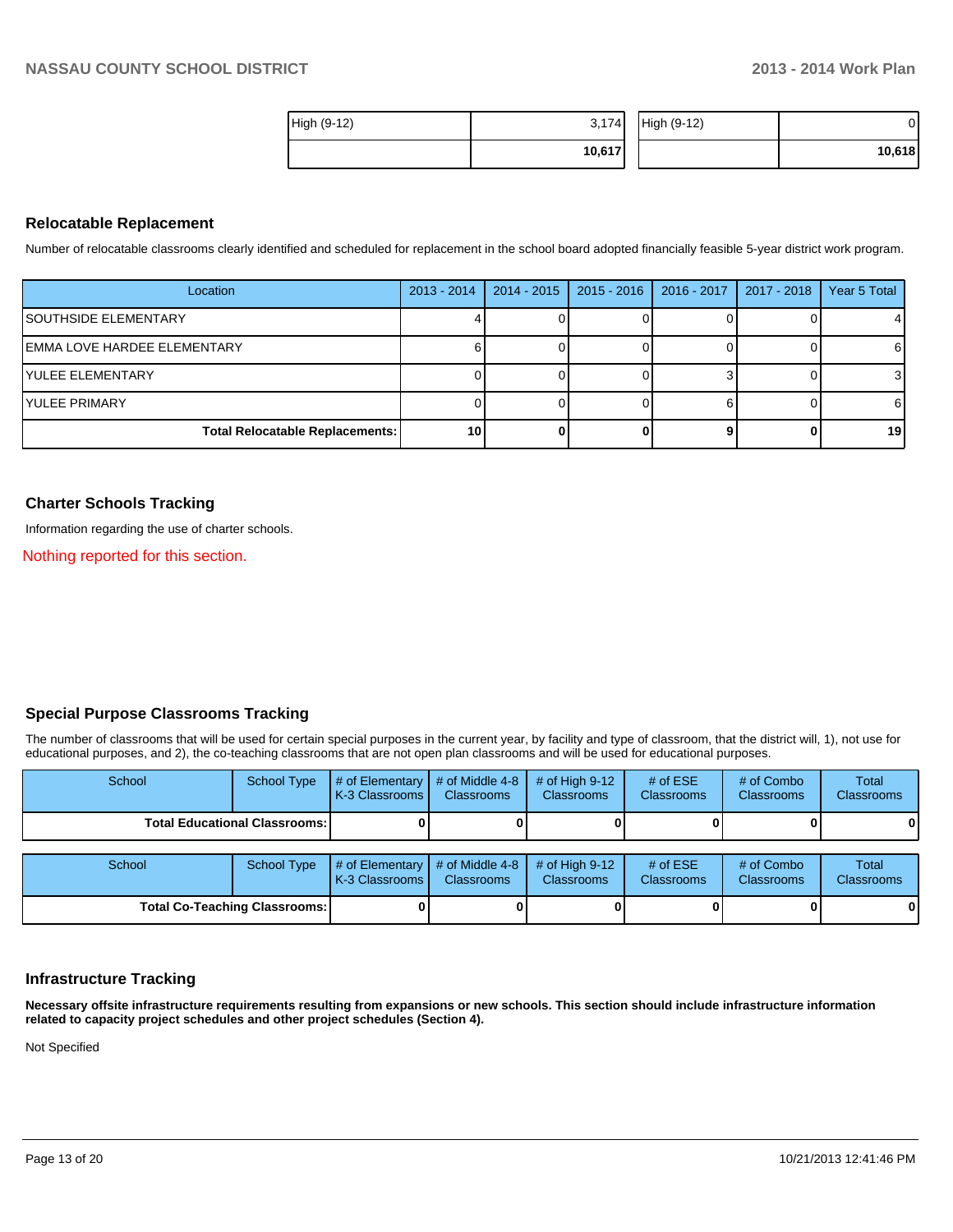| High (9-12) | 3,174 | High (9-12) | 0 |
|---|---|---|---|
| | **10,617** | | **10,618** |

## Relocatable Replacement

Number of relocatable classrooms clearly identified and scheduled for replacement in the school board adopted financially feasible 5-year district work program.

| Location | 2013 - 2014 | 2014 - 2015 | 2015 - 2016 | 2016 - 2017 | 2017 - 2018 | Year 5 Total |
|---|---|---|---|---|---|---|
| SOUTHSIDE ELEMENTARY | 4 | 0 | 0 | 0 | 0 | 4 |
| EMMA LOVE HARDEE ELEMENTARY | 6 | 0 | 0 | 0 | 0 | 6 |
| YULEE ELEMENTARY | 0 | 0 | 0 | 3 | 0 | 3 |
| YULEE PRIMARY | 0 | 0 | 0 | 6 | 0 | 6 |
| **Total Relocatable Replacements:** | **10** | **0** | **0** | **9** | **0** | **19** |

## Charter Schools Tracking

Information regarding the use of charter schools.

Nothing reported for this section.

## Special Purpose Classrooms Tracking

The number of classrooms that will be used for certain special purposes in the current year, by facility and type of classroom, that the district will, 1), not use for educational purposes, and 2), the co-teaching classrooms that are not open plan classrooms and will be used for educational purposes.

| School | School Type | # of Elementary K-3 Classrooms | # of Middle 4-8 Classrooms | # of High 9-12 Classrooms | # of ESE Classrooms | # of Combo Classrooms | Total Classrooms |
|---|---|---|---|---|---|---|---|
| **Total Educational Classrooms:** | | **0** | **0** | **0** | **0** | **0** | **0** |

| School | School Type | # of Elementary K-3 Classrooms | # of Middle 4-8 Classrooms | # of High 9-12 Classrooms | # of ESE Classrooms | # of Combo Classrooms | Total Classrooms |
|---|---|---|---|---|---|---|---|
| **Total Co-Teaching Classrooms:** | | **0** | **0** | **0** | **0** | **0** | **0** |

## Infrastructure Tracking

**Necessary offsite infrastructure requirements resulting from expansions or new schools. This section should include infrastructure information related to capacity project schedules and other project schedules (Section 4).**

Not Specified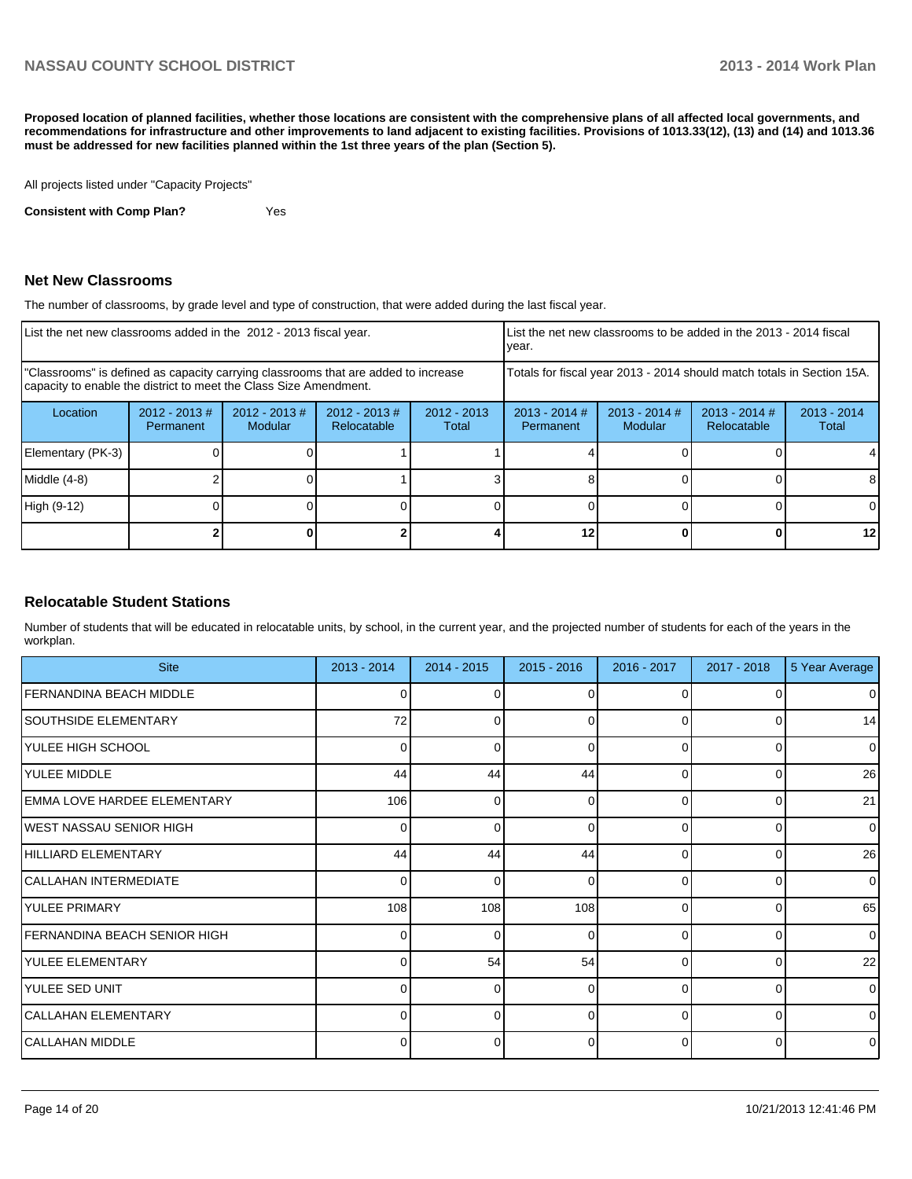**Proposed location of planned facilities, whether those locations are consistent with the comprehensive plans of all affected local governments, and recommendations for infrastructure and other improvements to land adjacent to existing facilities. Provisions of 1013.33(12), (13) and (14) and 1013.36 must be addressed for new facilities planned within the 1st three years of the plan (Section 5).**

All projects listed under "Capacity Projects"

**Consistent with Comp Plan?** Yes

## Net New Classrooms

The number of classrooms, by grade level and type of construction, that were added during the last fiscal year.

| List the net new classrooms added in the 2012 - 2013 fiscal year. | | | | | List the net new classrooms to be added in the 2013 - 2014 fiscal year. | | | |
|---|---|---|---|---|---|---|---|---|
| "Classrooms" is defined as capacity carrying classrooms that are added to increase capacity to enable the district to meet the Class Size Amendment. | | | | | Totals for fiscal year 2013 - 2014 should match totals in Section 15A. | | | |
| Location | 2012 - 2013 # Permanent | 2012 - 2013 # Modular | 2012 - 2013 # Relocatable | 2012 - 2013 Total | 2013 - 2014 # Permanent | 2013 - 2014 # Modular | 2013 - 2014 # Relocatable | 2013 - 2014 Total |
| Elementary (PK-3) | 0 | 0 | 1 | 1 | 4 | 0 | 0 | 4 |
| Middle (4-8) | 2 | 0 | 1 | 3 | 8 | 0 | 0 | 8 |
| High (9-12) | 0 | 0 | 0 | 0 | 0 | 0 | 0 | 0 |
| | **2** | **0** | **2** | **4** | **12** | **0** | **0** | **12** |

## Relocatable Student Stations

Number of students that will be educated in relocatable units, by school, in the current year, and the projected number of students for each of the years in the workplan.

| Site | 2013 - 2014 | 2014 - 2015 | 2015 - 2016 | 2016 - 2017 | 2017 - 2018 | 5 Year Average |
|---|---|---|---|---|---|---|
| FERNANDINA BEACH MIDDLE | 0 | 0 | 0 | 0 | 0 | 0 |
| SOUTHSIDE ELEMENTARY | 72 | 0 | 0 | 0 | 0 | 14 |
| YULEE HIGH SCHOOL | 0 | 0 | 0 | 0 | 0 | 0 |
| YULEE MIDDLE | 44 | 44 | 44 | 0 | 0 | 26 |
| EMMA LOVE HARDEE ELEMENTARY | 106 | 0 | 0 | 0 | 0 | 21 |
| WEST NASSAU SENIOR HIGH | 0 | 0 | 0 | 0 | 0 | 0 |
| HILLIARD ELEMENTARY | 44 | 44 | 44 | 0 | 0 | 26 |
| CALLAHAN INTERMEDIATE | 0 | 0 | 0 | 0 | 0 | 0 |
| YULEE PRIMARY | 108 | 108 | 108 | 0 | 0 | 65 |
| FERNANDINA BEACH SENIOR HIGH | 0 | 0 | 0 | 0 | 0 | 0 |
| YULEE ELEMENTARY | 0 | 54 | 54 | 0 | 0 | 22 |
| YULEE SED UNIT | 0 | 0 | 0 | 0 | 0 | 0 |
| CALLAHAN ELEMENTARY | 0 | 0 | 0 | 0 | 0 | 0 |
| CALLAHAN MIDDLE | 0 | 0 | 0 | 0 | 0 | 0 |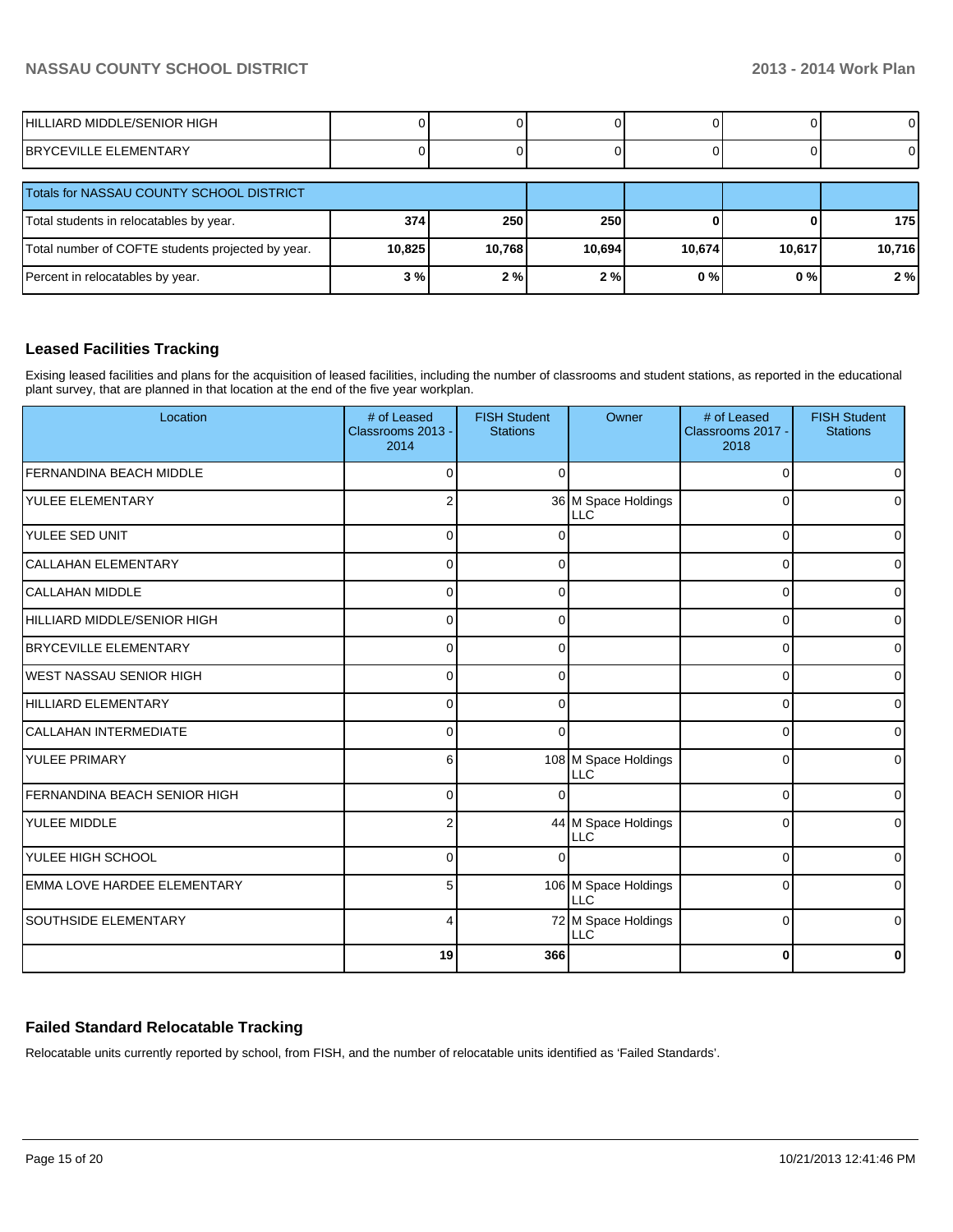| | | | | | | |
|---|---|---|---|---|---|---|
| HILLIARD MIDDLE/SENIOR HIGH | 0 | 0 | 0 | 0 | 0 | 0 |
| BRYCEVILLE ELEMENTARY | 0 | 0 | 0 | 0 | 0 | 0 |

| Totals for NASSAU COUNTY SCHOOL DISTRICT | | | | | | |
|---|---|---|---|---|---|---|
| Total students in relocatables by year. | **374** | **250** | **250** | **0** | **0** | **175** |
| Total number of COFTE students projected by year. | **10,825** | **10,768** | **10,694** | **10,674** | **10,617** | **10,716** |
| Percent in relocatables by year. | **3 %** | **2 %** | **2 %** | **0 %** | **0 %** | **2 %** |

## Leased Facilities Tracking

Exising leased facilities and plans for the acquisition of leased facilities, including the number of classrooms and student stations, as reported in the educational plant survey, that are planned in that location at the end of the five year workplan.

| Location | # of Leased Classrooms 2013 - 2014 | FISH Student Stations | Owner | # of Leased Classrooms 2017 - 2018 | FISH Student Stations |
|---|---|---|---|---|---|
| FERNANDINA BEACH MIDDLE | 0 | 0 | | 0 | 0 |
| YULEE ELEMENTARY | 2 | 36 | M Space Holdings LLC | 0 | 0 |
| YULEE SED UNIT | 0 | 0 | | 0 | 0 |
| CALLAHAN ELEMENTARY | 0 | 0 | | 0 | 0 |
| CALLAHAN MIDDLE | 0 | 0 | | 0 | 0 |
| HILLIARD MIDDLE/SENIOR HIGH | 0 | 0 | | 0 | 0 |
| BRYCEVILLE ELEMENTARY | 0 | 0 | | 0 | 0 |
| WEST NASSAU SENIOR HIGH | 0 | 0 | | 0 | 0 |
| HILLIARD ELEMENTARY | 0 | 0 | | 0 | 0 |
| CALLAHAN INTERMEDIATE | 0 | 0 | | 0 | 0 |
| YULEE PRIMARY | 6 | 108 | M Space Holdings LLC | 0 | 0 |
| FERNANDINA BEACH SENIOR HIGH | 0 | 0 | | 0 | 0 |
| YULEE MIDDLE | 2 | 44 | M Space Holdings LLC | 0 | 0 |
| YULEE HIGH SCHOOL | 0 | 0 | | 0 | 0 |
| EMMA LOVE HARDEE ELEMENTARY | 5 | 106 | M Space Holdings LLC | 0 | 0 |
| SOUTHSIDE ELEMENTARY | 4 | 72 | M Space Holdings LLC | 0 | 0 |
| | **19** | **366** | | **0** | **0** |

## Failed Standard Relocatable Tracking

Relocatable units currently reported by school, from FISH, and the number of relocatable units identified as 'Failed Standards'.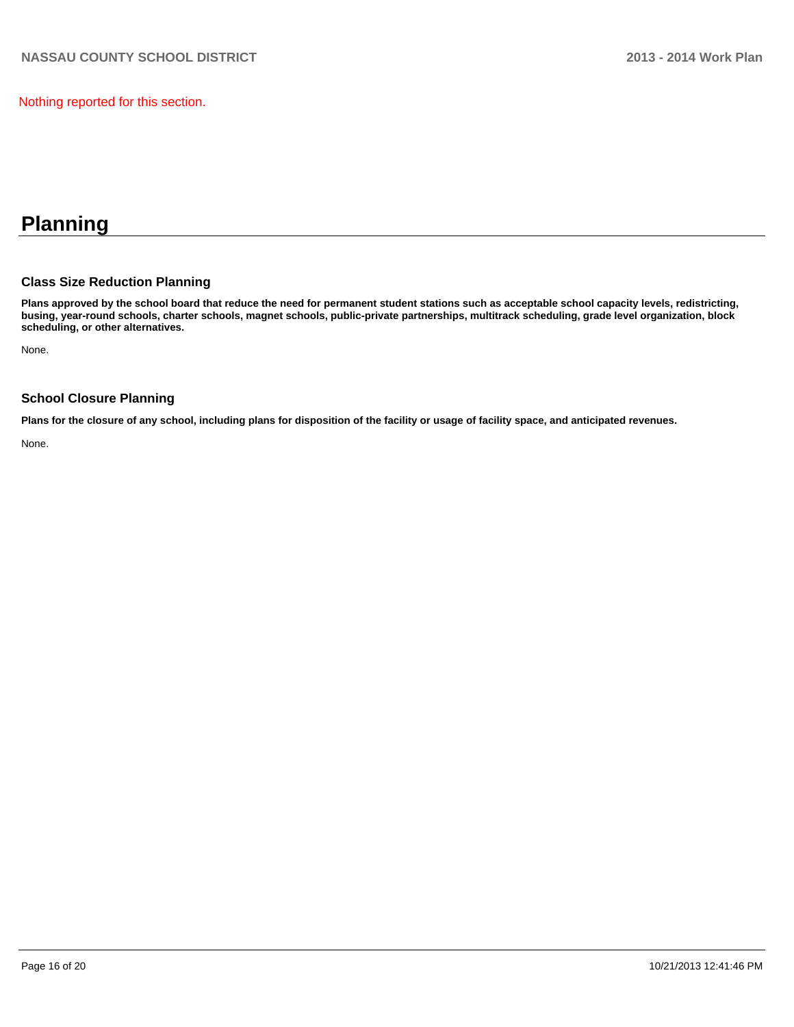Nothing reported for this section.

# Planning

### Class Size Reduction Planning

**Plans approved by the school board that reduce the need for permanent student stations such as acceptable school capacity levels, redistricting, busing, year-round schools, charter schools, magnet schools, public-private partnerships, multitrack scheduling, grade level organization, block scheduling, or other alternatives.**

None.

### School Closure Planning

**Plans for the closure of any school, including plans for disposition of the facility or usage of facility space, and anticipated revenues.**

None.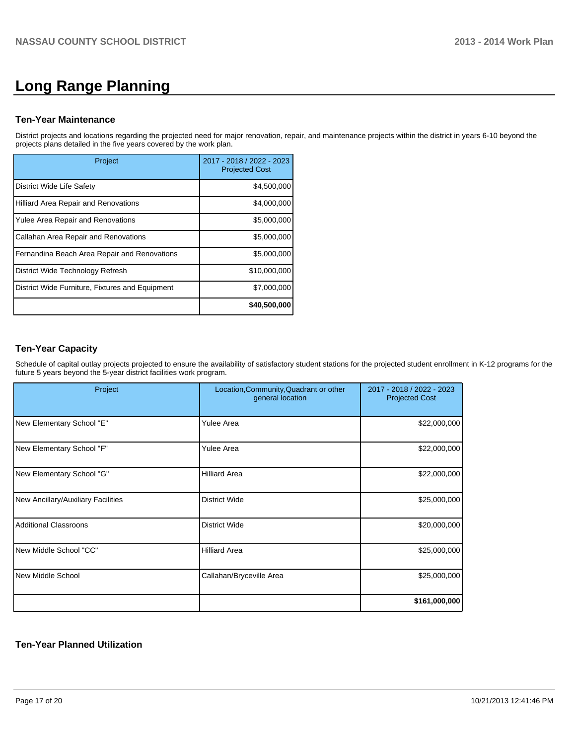# Long Range Planning

### Ten-Year Maintenance

District projects and locations regarding the projected need for major renovation, repair, and maintenance projects within the district in years 6-10 beyond the projects plans detailed in the five years covered by the work plan.

| Project | 2017 - 2018 / 2022 - 2023 Projected Cost |
|---|---|
| District Wide Life Safety | $4,500,000 |
| Hilliard Area Repair and Renovations | $4,000,000 |
| Yulee Area Repair and Renovations | $5,000,000 |
| Callahan Area Repair and Renovations | $5,000,000 |
| Fernandina Beach Area Repair and Renovations | $5,000,000 |
| District Wide Technology Refresh | $10,000,000 |
| District Wide Furniture, Fixtures and Equipment | $7,000,000 |
| | **$40,500,000** |

### Ten-Year Capacity

Schedule of capital outlay projects projected to ensure the availability of satisfactory student stations for the projected student enrollment in K-12 programs for the future 5 years beyond the 5-year district facilities work program.

| Project | Location,Community,Quadrant or other general location | 2017 - 2018 / 2022 - 2023 Projected Cost |
|---|---|---|
| New Elementary School "E" | Yulee Area | $22,000,000 |
| New Elementary School "F" | Yulee Area | $22,000,000 |
| New Elementary School "G" | Hilliard Area | $22,000,000 |
| New Ancillary/Auxiliary Facilities | District Wide | $25,000,000 |
| Additional Classroons | District Wide | $20,000,000 |
| New Middle School "CC" | Hilliard Area | $25,000,000 |
| New Middle School | Callahan/Bryceville Area | $25,000,000 |
| | | **$161,000,000** |

### Ten-Year Planned Utilization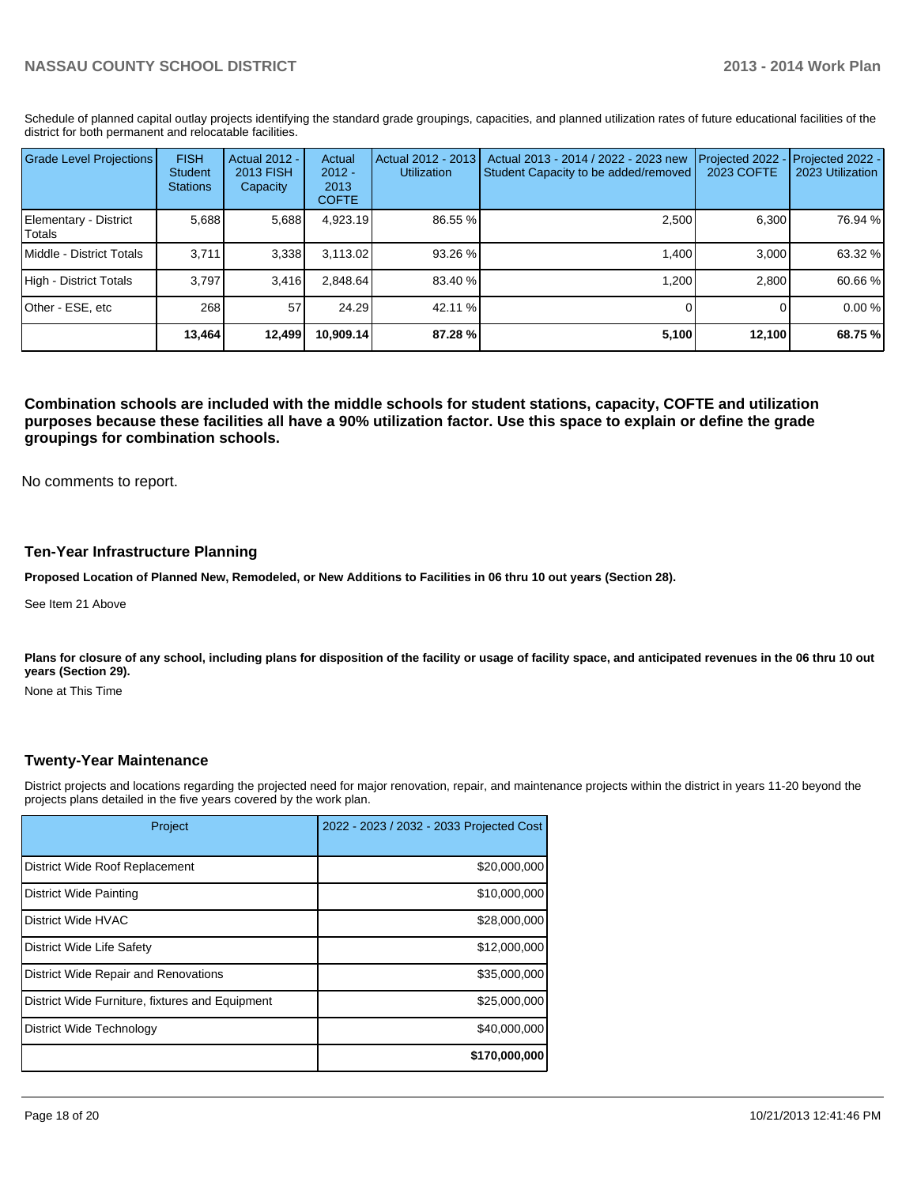Schedule of planned capital outlay projects identifying the standard grade groupings, capacities, and planned utilization rates of future educational facilities of the district for both permanent and relocatable facilities.

| Grade Level Projections | FISH Student Stations | Actual 2012 - 2013 FISH Capacity | Actual 2012 - 2013 COFTE | Actual 2012 - 2013 Utilization | Actual 2013 - 2014 / 2022 - 2023 new Student Capacity to be added/removed | Projected 2022 - 2023 COFTE | Projected 2022 - 2023 Utilization |
|---|---|---|---|---|---|---|---|
| Elementary - District Totals | 5,688 | 5,688 | 4,923.19 | 86.55 % | 2,500 | 6,300 | 76.94 % |
| Middle - District Totals | 3,711 | 3,338 | 3,113.02 | 93.26 % | 1,400 | 3,000 | 63.32 % |
| High - District Totals | 3,797 | 3,416 | 2,848.64 | 83.40 % | 1,200 | 2,800 | 60.66 % |
| Other - ESE, etc | 268 | 57 | 24.29 | 42.11 % | 0 | 0 | 0.00 % |
| | **13,464** | **12,499** | **10,909.14** | **87.28 %** | **5,100** | **12,100** | **68.75 %** |

**Combination schools are included with the middle schools for student stations, capacity, COFTE and utilization purposes because these facilities all have a 90% utilization factor. Use this space to explain or define the grade groupings for combination schools.**

No comments to report.

### Ten-Year Infrastructure Planning

**Proposed Location of Planned New, Remodeled, or New Additions to Facilities in 06 thru 10 out years (Section 28).**

See Item 21 Above

**Plans for closure of any school, including plans for disposition of the facility or usage of facility space, and anticipated revenues in the 06 thru 10 out years (Section 29).**

None at This Time

### Twenty-Year Maintenance

District projects and locations regarding the projected need for major renovation, repair, and maintenance projects within the district in years 11-20 beyond the projects plans detailed in the five years covered by the work plan.

| Project | 2022 - 2023 / 2032 - 2033 Projected Cost |
|---|---|
| District Wide Roof Replacement | $20,000,000 |
| District Wide Painting | $10,000,000 |
| District Wide HVAC | $28,000,000 |
| District Wide Life Safety | $12,000,000 |
| District Wide Repair and Renovations | $35,000,000 |
| District Wide Furniture, fixtures and Equipment | $25,000,000 |
| District Wide Technology | $40,000,000 |
| | **$170,000,000** |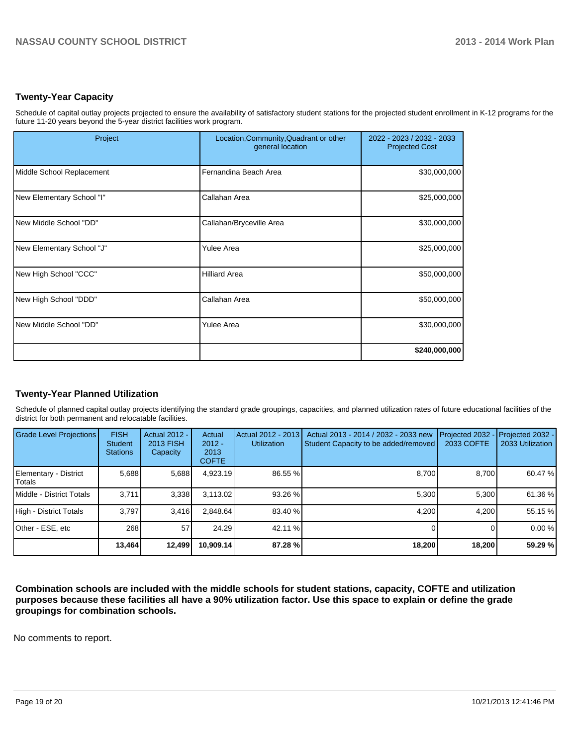## Twenty-Year Capacity

Schedule of capital outlay projects projected to ensure the availability of satisfactory student stations for the projected student enrollment in K-12 programs for the future 11-20 years beyond the 5-year district facilities work program.

| Project | Location,Community,Quadrant or other general location | 2022 - 2023 / 2032 - 2033 Projected Cost |
|---|---|---|
| Middle School Replacement | Fernandina Beach Area | $30,000,000 |
| New Elementary School "I" | Callahan Area | $25,000,000 |
| New Middle School "DD" | Callahan/Bryceville Area | $30,000,000 |
| New Elementary School "J" | Yulee Area | $25,000,000 |
| New High School "CCC" | Hilliard Area | $50,000,000 |
| New High School "DDD" | Callahan Area | $50,000,000 |
| New Middle School "DD" | Yulee Area | $30,000,000 |
| | | **$240,000,000** |

## Twenty-Year Planned Utilization

Schedule of planned capital outlay projects identifying the standard grade groupings, capacities, and planned utilization rates of future educational facilities of the district for both permanent and relocatable facilities.

| Grade Level Projections | FISH Student Stations | Actual 2012 - 2013 FISH Capacity | Actual 2012 - 2013 COFTE | Actual 2012 - 2013 Utilization | Actual 2013 - 2014 / 2032 - 2033 new Student Capacity to be added/removed | Projected 2032 - 2033 COFTE | Projected 2032 - 2033 Utilization |
|---|---|---|---|---|---|---|---|
| Elementary - District Totals | 5,688 | 5,688 | 4,923.19 | 86.55 % | 8,700 | 8,700 | 60.47 % |
| Middle - District Totals | 3,711 | 3,338 | 3,113.02 | 93.26 % | 5,300 | 5,300 | 61.36 % |
| High - District Totals | 3,797 | 3,416 | 2,848.64 | 83.40 % | 4,200 | 4,200 | 55.15 % |
| Other - ESE, etc | 268 | 57 | 24.29 | 42.11 % | 0 | 0 | 0.00 % |
| | **13,464** | **12,499** | **10,909.14** | **87.28 %** | **18,200** | **18,200** | **59.29 %** |

**Combination schools are included with the middle schools for student stations, capacity, COFTE and utilization purposes because these facilities all have a 90% utilization factor. Use this space to explain or define the grade groupings for combination schools.**

No comments to report.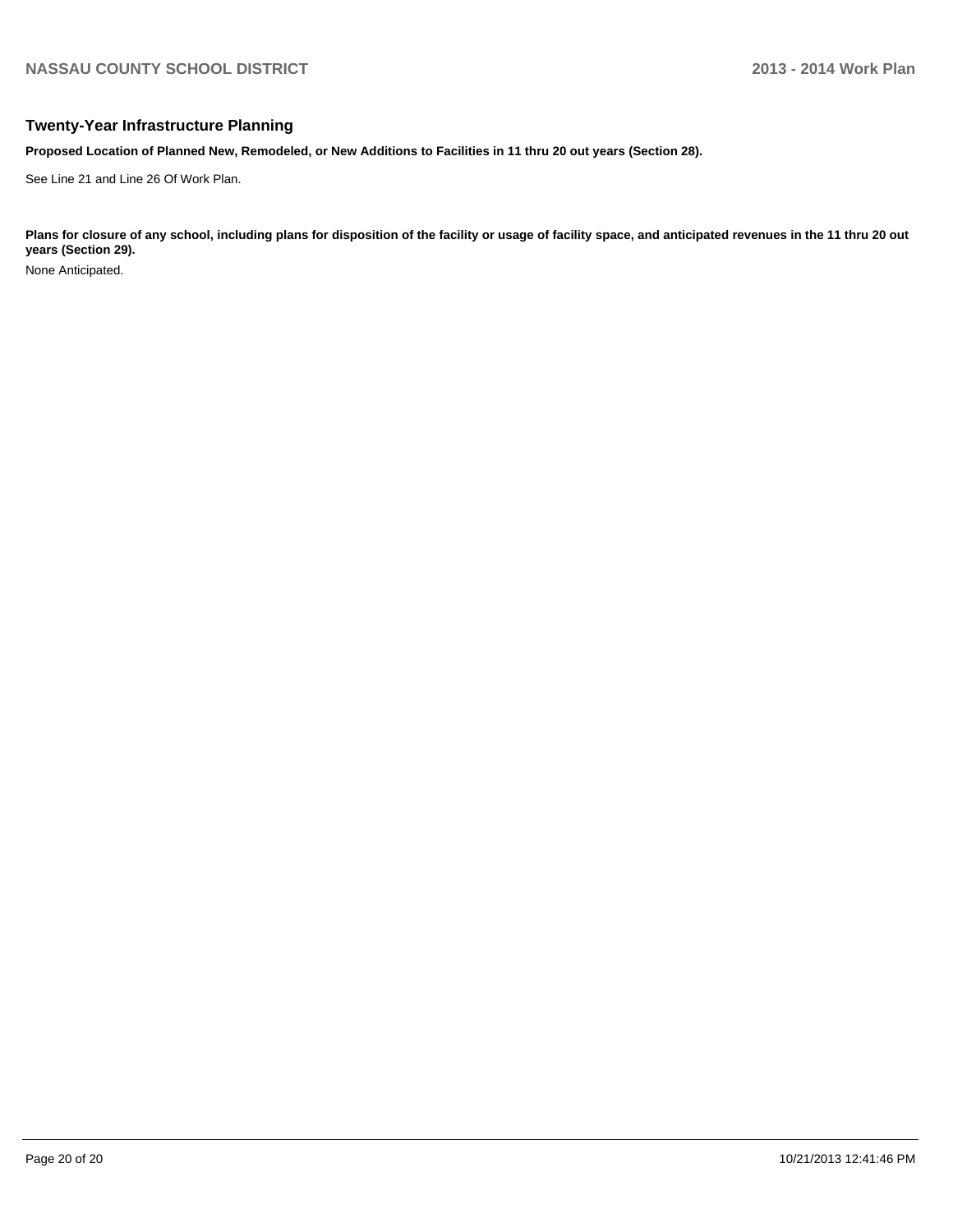## Twenty-Year Infrastructure Planning

**Proposed Location of Planned New, Remodeled, or New Additions to Facilities in 11 thru 20 out years (Section 28).**

See Line 21 and Line 26 Of Work Plan.

**Plans for closure of any school, including plans for disposition of the facility or usage of facility space, and anticipated revenues in the 11 thru 20 out years (Section 29).**

None Anticipated.